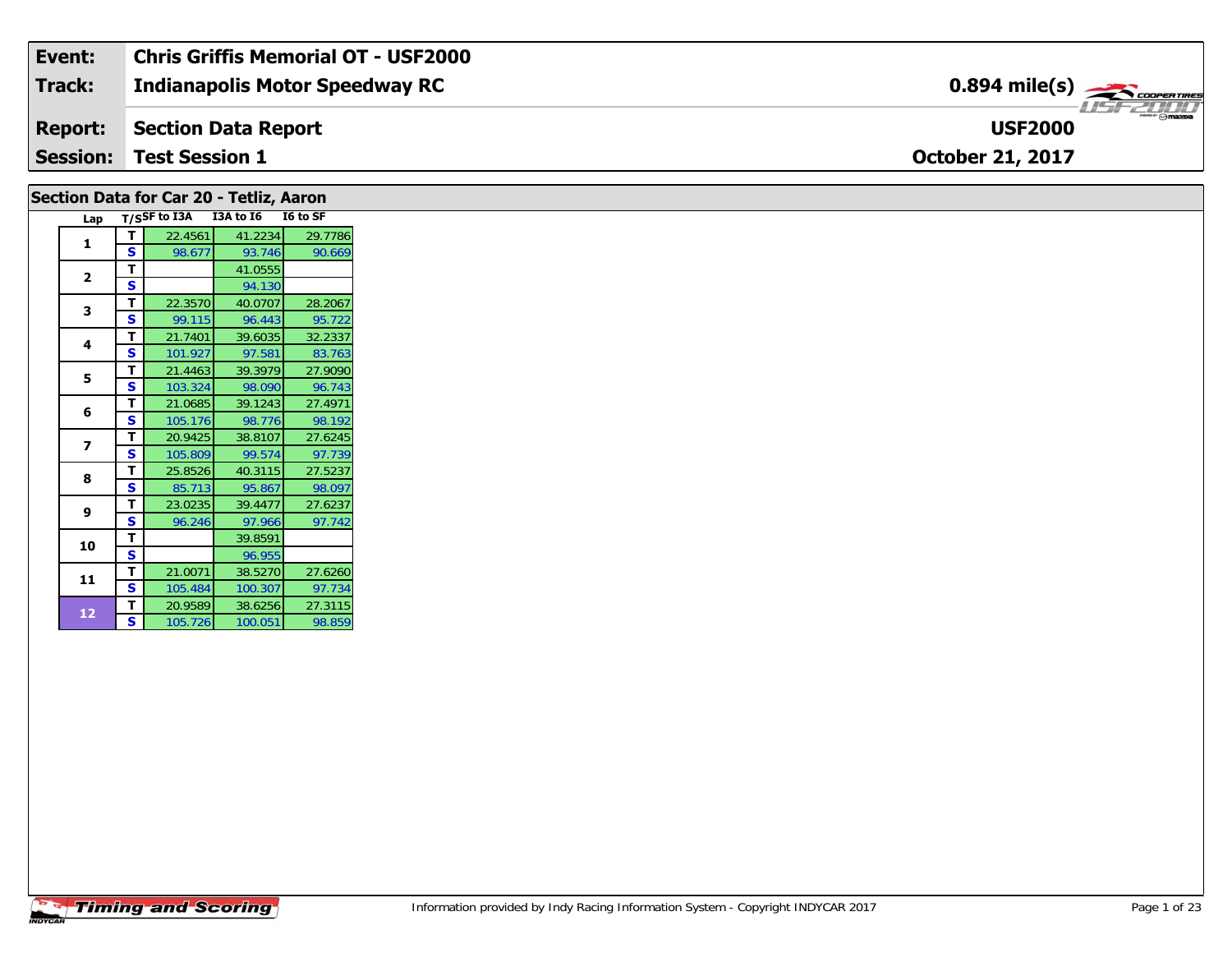| Event: | Chris Griffis Memorial OT - USF2000 | |
|---|---|---|
| Track: | Indianapolis Motor Speedway RC | 0.894 mile(s) |
| Report: | Section Data Report | USF2000 |
| Session: | Test Session 1 | October 21, 2017 |

## Section Data for Car 20 - Tetliz, Aaron

| Lap | T/S | SF to I3A | I3A to I6 | I6 to SF |
|---|---|---|---|---|
| 1 | T | 22.4561 | 41.2234 | 29.7786 |
| | S | 98.677 | 93.746 | 90.669 |
| 2 | T | | 41.0555 | |
| | S | | 94.130 | |
| 3 | T | 22.3570 | 40.0707 | 28.2067 |
| | S | 99.115 | 96.443 | 95.722 |
| 4 | T | 21.7401 | 39.6035 | 32.2337 |
| | S | 101.927 | 97.581 | 83.763 |
| 5 | T | 21.4463 | 39.3979 | 27.9090 |
| | S | 103.324 | 98.090 | 96.743 |
| 6 | T | 21.0685 | 39.1243 | 27.4971 |
| | S | 105.176 | 98.776 | 98.192 |
| 7 | T | 20.9425 | 38.8107 | 27.6245 |
| | S | 105.809 | 99.574 | 97.739 |
| 8 | T | 25.8526 | 40.3115 | 27.5237 |
| | S | 85.713 | 95.867 | 98.097 |
| 9 | T | 23.0235 | 39.4477 | 27.6237 |
| | S | 96.246 | 97.966 | 97.742 |
| 10 | T | | 39.8591 | |
| | S | | 96.955 | |
| 11 | T | 21.0071 | 38.5270 | 27.6260 |
| | S | 105.484 | 100.307 | 97.734 |
| 12 | T | 20.9589 | 38.6256 | 27.3115 |
| | S | 105.726 | 100.051 | 98.859 |

Information provided by Indy Racing Information System - Copyright INDYCAR 2017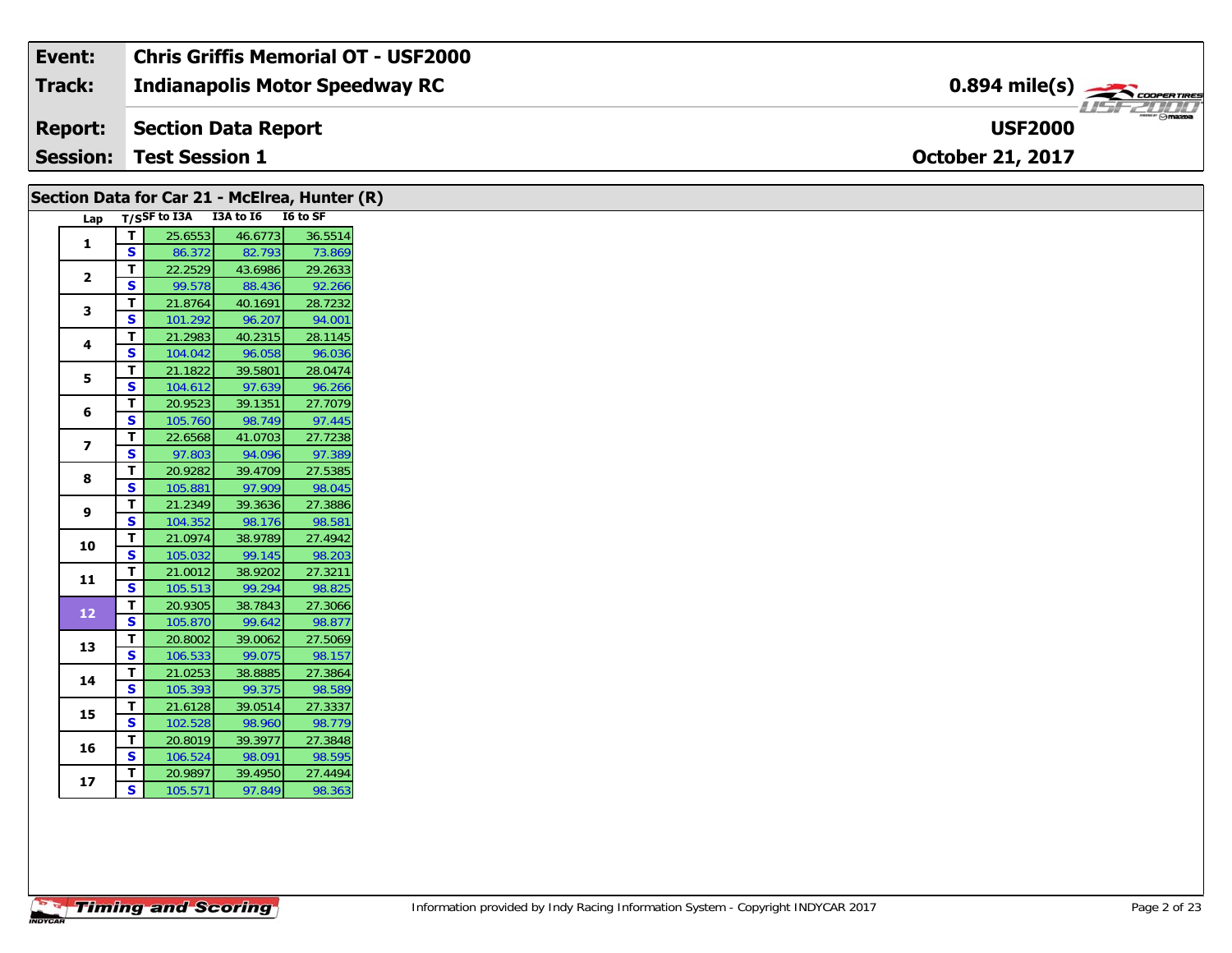| Event: | Chris Griffis Memorial OT - USF2000 | |
|---|---|---|
| Track: | Indianapolis Motor Speedway RC | 0.894 mile(s) |
| Report: | Section Data Report | USF2000 |
| Session: | Test Session 1 | October 21, 2017 |

## Section Data for Car 21 - McElrea, Hunter (R)

| Lap | T/S | SF to I3A | I3A to I6 | I6 to SF |
|---|---|---|---|---|
| 1 | T | 25.6553 | 46.6773 | 36.5514 |
| | S | 86.372 | 82.793 | 73.869 |
| 2 | T | 22.2529 | 43.6986 | 29.2633 |
| | S | 99.578 | 88.436 | 92.266 |
| 3 | T | 21.8764 | 40.1691 | 28.7232 |
| | S | 101.292 | 96.207 | 94.001 |
| 4 | T | 21.2983 | 40.2315 | 28.1145 |
| | S | 104.042 | 96.058 | 96.036 |
| 5 | T | 21.1822 | 39.5801 | 28.0474 |
| | S | 104.612 | 97.639 | 96.266 |
| 6 | T | 20.9523 | 39.1351 | 27.7079 |
| | S | 105.760 | 98.749 | 97.445 |
| 7 | T | 22.6568 | 41.0703 | 27.7238 |
| | S | 97.803 | 94.096 | 97.389 |
| 8 | T | 20.9282 | 39.4709 | 27.5385 |
| | S | 105.881 | 97.909 | 98.045 |
| 9 | T | 21.2349 | 39.3636 | 27.3886 |
| | S | 104.352 | 98.176 | 98.581 |
| 10 | T | 21.0974 | 38.9789 | 27.4942 |
| | S | 105.032 | 99.145 | 98.203 |
| 11 | T | 21.0012 | 38.9202 | 27.3211 |
| | S | 105.513 | 99.294 | 98.825 |
| 12 | T | 20.9305 | 38.7843 | 27.3066 |
| | S | 105.870 | 99.642 | 98.877 |
| 13 | T | 20.8002 | 39.0062 | 27.5069 |
| | S | 106.533 | 99.075 | 98.157 |
| 14 | T | 21.0253 | 38.8885 | 27.3864 |
| | S | 105.393 | 99.375 | 98.589 |
| 15 | T | 21.6128 | 39.0514 | 27.3337 |
| | S | 102.528 | 98.960 | 98.779 |
| 16 | T | 20.8019 | 39.3977 | 27.3848 |
| | S | 106.524 | 98.091 | 98.595 |
| 17 | T | 20.9897 | 39.4950 | 27.4494 |
| | S | 105.571 | 97.849 | 98.363 |

Information provided by Indy Racing Information System - Copyright INDYCAR 2017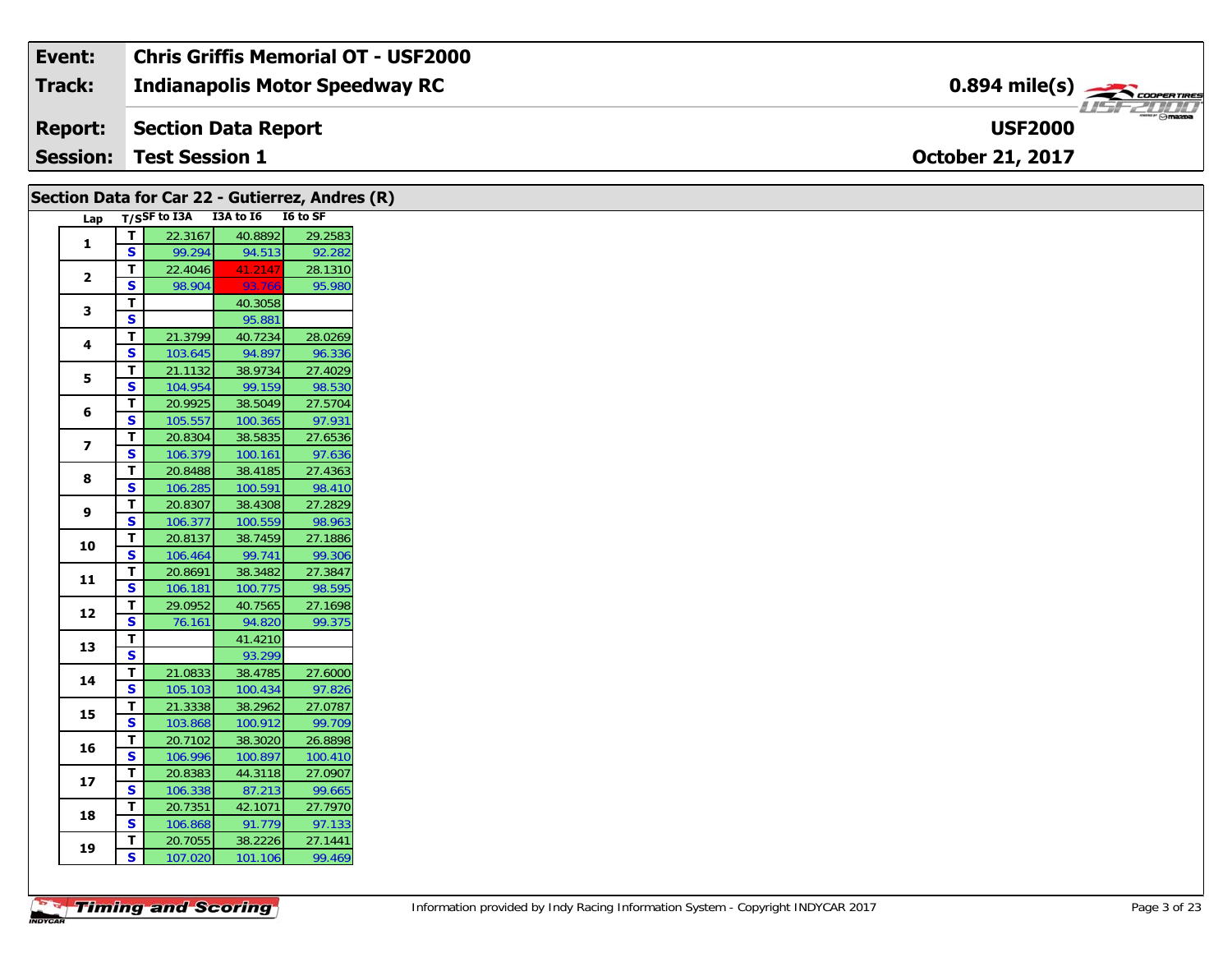| Event: | Chris Griffis Memorial OT - USF2000 | |
|---|---|---|
| Track: | Indianapolis Motor Speedway RC | 0.894 mile(s) |
| Report: | Section Data Report | USF2000 |
| Session: | Test Session 1 | October 21, 2017 |

## Section Data for Car 22 - Gutierrez, Andres (R)

| Lap | T/S | SF to I3A | I3A to I6 | I6 to SF |
|---|---|---|---|---|
| 1 | T | 22.3167 | 40.8892 | 29.2583 |
| | S | 99.294 | 94.513 | 92.282 |
| 2 | T | 22.4046 | 41.2147 | 28.1310 |
| | S | 98.904 | 93.766 | 95.980 |
| 3 | T | | 40.3058 | |
| | S | | 95.881 | |
| 4 | T | 21.3799 | 40.7234 | 28.0269 |
| | S | 103.645 | 94.897 | 96.336 |
| 5 | T | 21.1132 | 38.9734 | 27.4029 |
| | S | 104.954 | 99.159 | 98.530 |
| 6 | T | 20.9925 | 38.5049 | 27.5704 |
| | S | 105.557 | 100.365 | 97.931 |
| 7 | T | 20.8304 | 38.5835 | 27.6536 |
| | S | 106.379 | 100.161 | 97.636 |
| 8 | T | 20.8488 | 38.4185 | 27.4363 |
| | S | 106.285 | 100.591 | 98.410 |
| 9 | T | 20.8307 | 38.4308 | 27.2829 |
| | S | 106.377 | 100.559 | 98.963 |
| 10 | T | 20.8137 | 38.7459 | 27.1886 |
| | S | 106.464 | 99.741 | 99.306 |
| 11 | T | 20.8691 | 38.3482 | 27.3847 |
| | S | 106.181 | 100.775 | 98.595 |
| 12 | T | 29.0952 | 40.7565 | 27.1698 |
| | S | 76.161 | 94.820 | 99.375 |
| 13 | T | | 41.4210 | |
| | S | | 93.299 | |
| 14 | T | 21.0833 | 38.4785 | 27.6000 |
| | S | 105.103 | 100.434 | 97.826 |
| 15 | T | 21.3338 | 38.2962 | 27.0787 |
| | S | 103.868 | 100.912 | 99.709 |
| 16 | T | 20.7102 | 38.3020 | 26.8898 |
| | S | 106.996 | 100.897 | 100.410 |
| 17 | T | 20.8383 | 44.3118 | 27.0907 |
| | S | 106.338 | 87.213 | 99.665 |
| 18 | T | 20.7351 | 42.1071 | 27.7970 |
| | S | 106.868 | 91.779 | 97.133 |
| 19 | T | 20.7055 | 38.2226 | 27.1441 |
| | S | 107.020 | 101.106 | 99.469 |

Information provided by Indy Racing Information System - Copyright INDYCAR 2017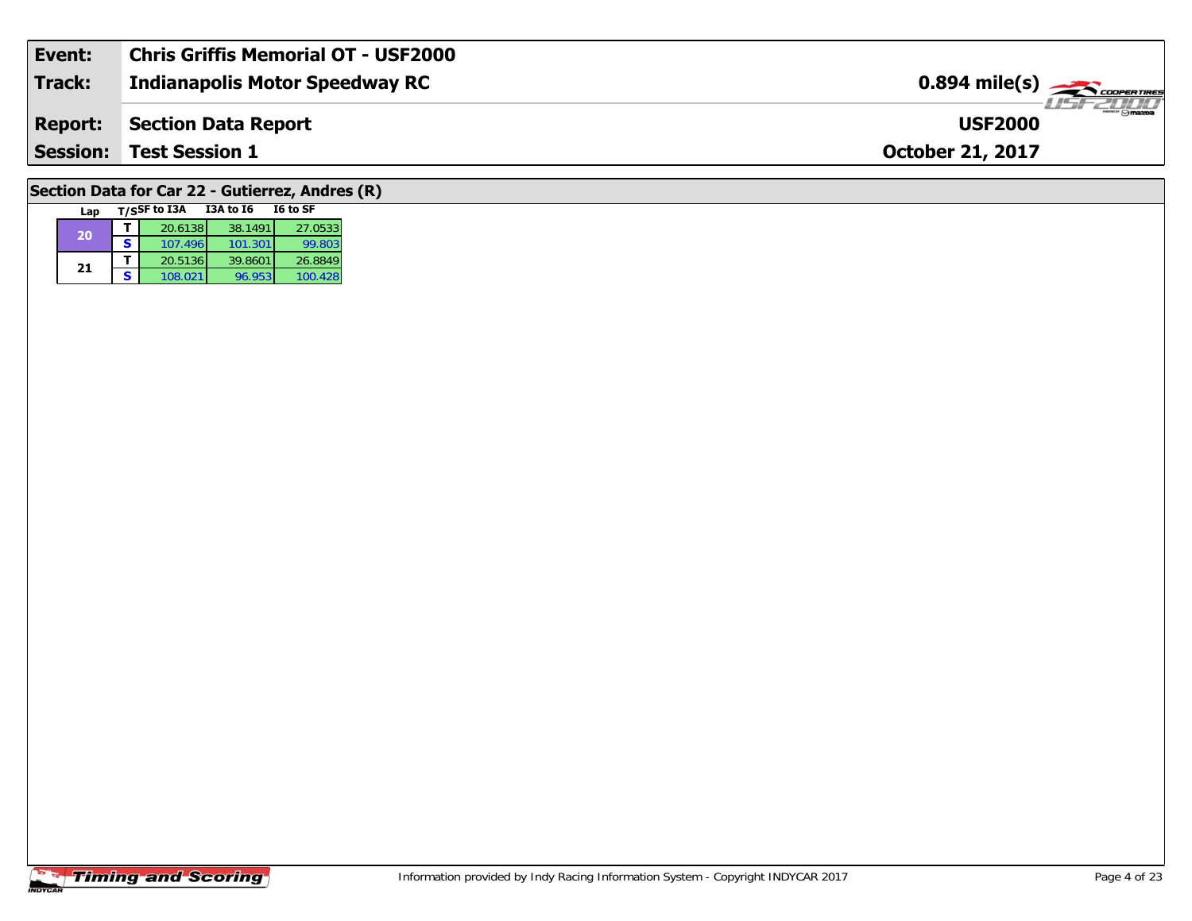| Event: | Chris Griffis Memorial OT - USF2000 | |
|---|---|---|
| Track: | Indianapolis Motor Speedway RC | 0.894 mile(s) |
| Report: | Section Data Report | USF2000 |
| Session: | Test Session 1 | October 21, 2017 |

## Section Data for Car 22 - Gutierrez, Andres (R)

| Lap | T/S | SF to I3A | I3A to I6 | I6 to SF |
|---|---|---|---|---|
| 20 | T | 20.6138 | 38.1491 | 27.0533 |
| | S | 107.496 | 101.301 | 99.803 |
| 21 | T | 20.5136 | 39.8601 | 26.8849 |
| | S | 108.021 | 96.953 | 100.428 |

Information provided by Indy Racing Information System - Copyright INDYCAR 2017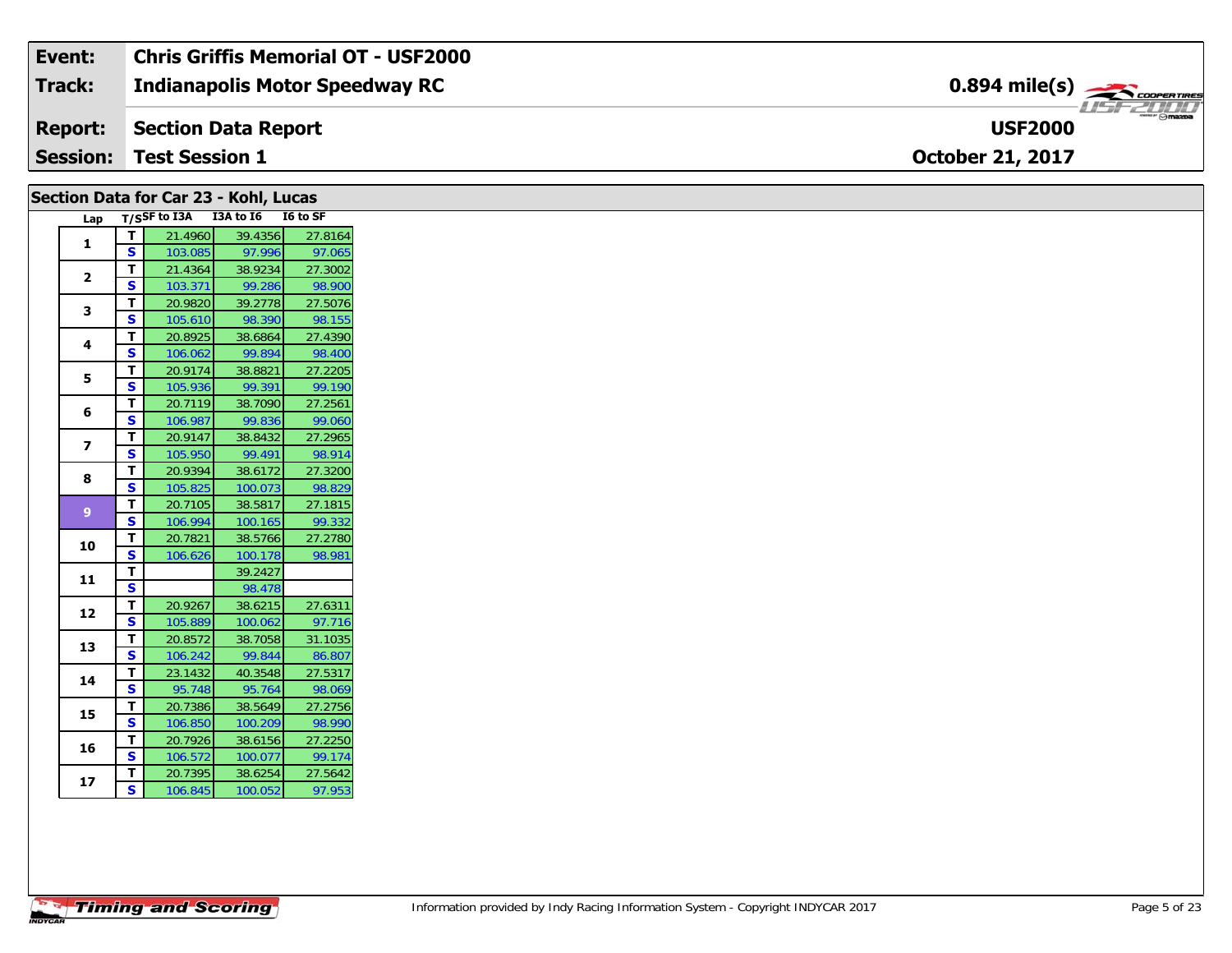| Event: | Chris Griffis Memorial OT - USF2000 | |
|---|---|---|
| Track: | Indianapolis Motor Speedway RC | 0.894 mile(s) |
| Report: | Section Data Report | USF2000 |
| Session: | Test Session 1 | October 21, 2017 |

## Section Data for Car 23 - Kohl, Lucas

| Lap | T/S | SF to I3A | I3A to I6 | I6 to SF |
|---|---|---|---|---|
| 1 | T | 21.4960 | 39.4356 | 27.8164 |
| | S | 103.085 | 97.996 | 97.065 |
| 2 | T | 21.4364 | 38.9234 | 27.3002 |
| | S | 103.371 | 99.286 | 98.900 |
| 3 | T | 20.9820 | 39.2778 | 27.5076 |
| | S | 105.610 | 98.390 | 98.155 |
| 4 | T | 20.8925 | 38.6864 | 27.4390 |
| | S | 106.062 | 99.894 | 98.400 |
| 5 | T | 20.9174 | 38.8821 | 27.2205 |
| | S | 105.936 | 99.391 | 99.190 |
| 6 | T | 20.7119 | 38.7090 | 27.2561 |
| | S | 106.987 | 99.836 | 99.060 |
| 7 | T | 20.9147 | 38.8432 | 27.2965 |
| | S | 105.950 | 99.491 | 98.914 |
| 8 | T | 20.9394 | 38.6172 | 27.3200 |
| | S | 105.825 | 100.073 | 98.829 |
| 9 | T | 20.7105 | 38.5817 | 27.1815 |
| | S | 106.994 | 100.165 | 99.332 |
| 10 | T | 20.7821 | 38.5766 | 27.2780 |
| | S | 106.626 | 100.178 | 98.981 |
| 11 | T | | 39.2427 | |
| | S | | 98.478 | |
| 12 | T | 20.9267 | 38.6215 | 27.6311 |
| | S | 105.889 | 100.062 | 97.716 |
| 13 | T | 20.8572 | 38.7058 | 31.1035 |
| | S | 106.242 | 99.844 | 86.807 |
| 14 | T | 23.1432 | 40.3548 | 27.5317 |
| | S | 95.748 | 95.764 | 98.069 |
| 15 | T | 20.7386 | 38.5649 | 27.2756 |
| | S | 106.850 | 100.209 | 98.990 |
| 16 | T | 20.7926 | 38.6156 | 27.2250 |
| | S | 106.572 | 100.077 | 99.174 |
| 17 | T | 20.7395 | 38.6254 | 27.5642 |
| | S | 106.845 | 100.052 | 97.953 |

Timing and Scoring

Information provided by Indy Racing Information System - Copyright INDYCAR 2017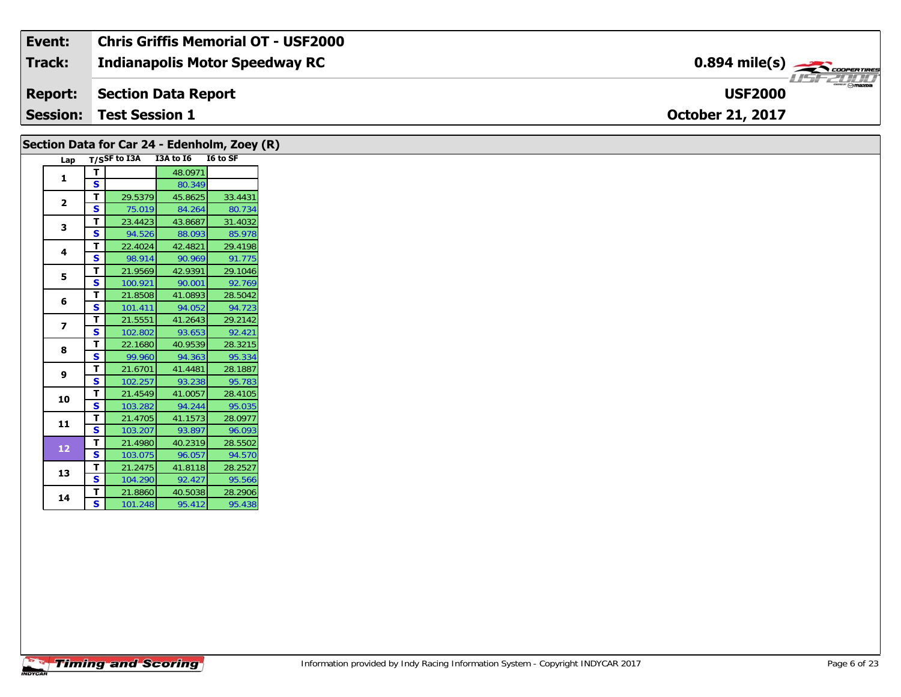| Event: | Chris Griffis Memorial OT - USF2000 | |
|---|---|---|
| Track: | Indianapolis Motor Speedway RC | 0.894 mile(s) |
| Report: | Section Data Report | USF2000 |
| Session: | Test Session 1 | October 21, 2017 |

## Section Data for Car 24 - Edenholm, Zoey (R)

| Lap | T/S | SF to I3A | I3A to I6 | I6 to SF |
|---|---|---|---|---|
| 1 | T | | 48.0971 | |
| | S | | 80.349 | |
| 2 | T | 29.5379 | 45.8625 | 33.4431 |
| | S | 75.019 | 84.264 | 80.734 |
| 3 | T | 23.4423 | 43.8687 | 31.4032 |
| | S | 94.526 | 88.093 | 85.978 |
| 4 | T | 22.4024 | 42.4821 | 29.4198 |
| | S | 98.914 | 90.969 | 91.775 |
| 5 | T | 21.9569 | 42.9391 | 29.1046 |
| | S | 100.921 | 90.001 | 92.769 |
| 6 | T | 21.8508 | 41.0893 | 28.5042 |
| | S | 101.411 | 94.052 | 94.723 |
| 7 | T | 21.5551 | 41.2643 | 29.2142 |
| | S | 102.802 | 93.653 | 92.421 |
| 8 | T | 22.1680 | 40.9539 | 28.3215 |
| | S | 99.960 | 94.363 | 95.334 |
| 9 | T | 21.6701 | 41.4481 | 28.1887 |
| | S | 102.257 | 93.238 | 95.783 |
| 10 | T | 21.4549 | 41.0057 | 28.4105 |
| | S | 103.282 | 94.244 | 95.035 |
| 11 | T | 21.4705 | 41.1573 | 28.0977 |
| | S | 103.207 | 93.897 | 96.093 |
| 12 | T | 21.4980 | 40.2319 | 28.5502 |
| | S | 103.075 | 96.057 | 94.570 |
| 13 | T | 21.2475 | 41.8118 | 28.2527 |
| | S | 104.290 | 92.427 | 95.566 |
| 14 | T | 21.8860 | 40.5038 | 28.2906 |
| | S | 101.248 | 95.412 | 95.438 |

Information provided by Indy Racing Information System - Copyright INDYCAR 2017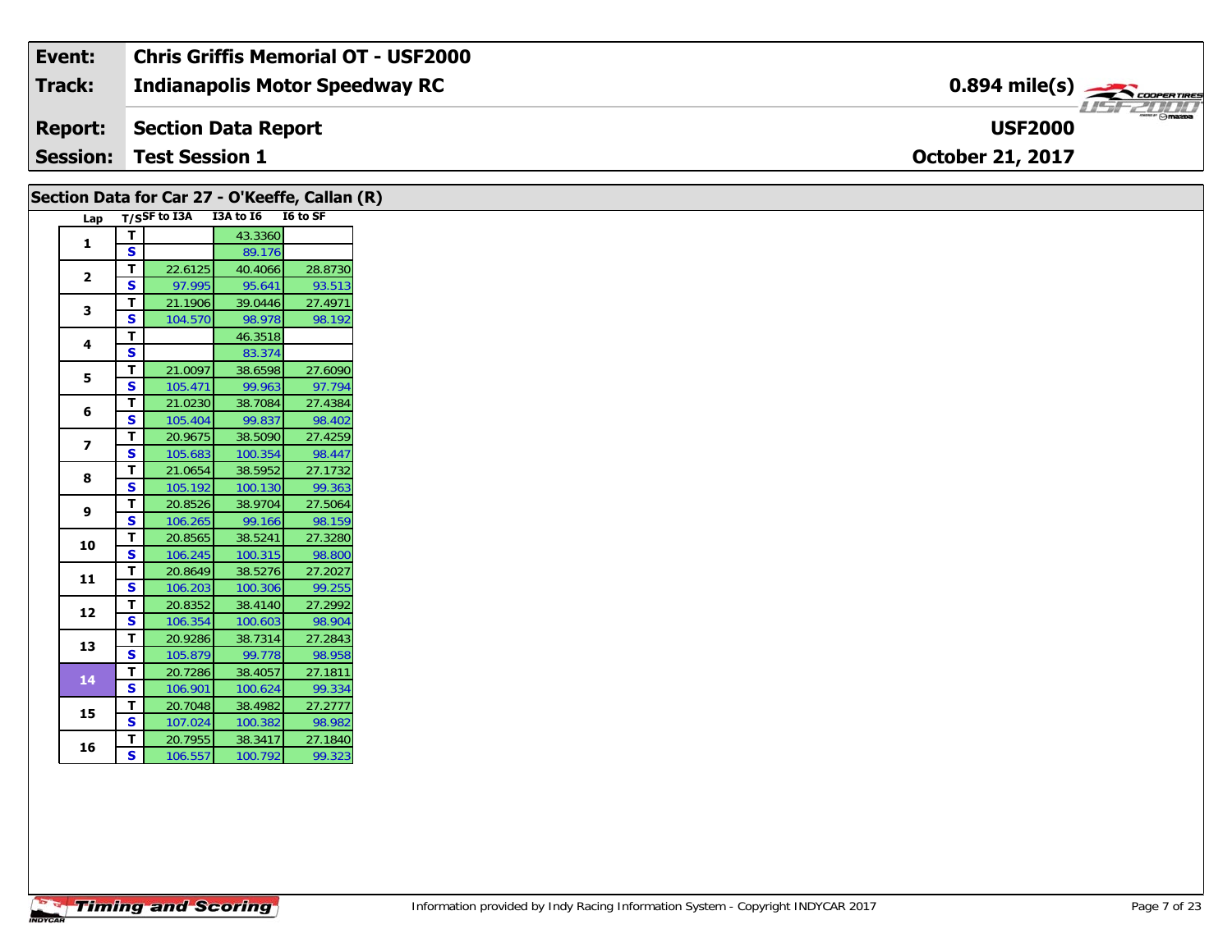| **Event:** | **Chris Griffis Memorial OT - USF2000** | |
|---|---|---|
| **Track:** | **Indianapolis Motor Speedway RC** | **0.894 mile(s)** |
| **Report:** | **Section Data Report** | **USF2000** |
| **Session:** | **Test Session 1** | **October 21, 2017** |

## Section Data for Car 27 - O'Keeffe, Callan (R)

| Lap | T/S | SF to I3A | I3A to I6 | I6 to SF |
|---|---|---|---|---|
| 1 | T | | 43.3360 | |
| | S | | 89.176 | |
| 2 | T | 22.6125 | 40.4066 | 28.8730 |
| | S | 97.995 | 95.641 | 93.513 |
| 3 | T | 21.1906 | 39.0446 | 27.4971 |
| | S | 104.570 | 98.978 | 98.192 |
| 4 | T | | 46.3518 | |
| | S | | 83.374 | |
| 5 | T | 21.0097 | 38.6598 | 27.6090 |
| | S | 105.471 | 99.963 | 97.794 |
| 6 | T | 21.0230 | 38.7084 | 27.4384 |
| | S | 105.404 | 99.837 | 98.402 |
| 7 | T | 20.9675 | 38.5090 | 27.4259 |
| | S | 105.683 | 100.354 | 98.447 |
| 8 | T | 21.0654 | 38.5952 | 27.1732 |
| | S | 105.192 | 100.130 | 99.363 |
| 9 | T | 20.8526 | 38.9704 | 27.5064 |
| | S | 106.265 | 99.166 | 98.159 |
| 10 | T | 20.8565 | 38.5241 | 27.3280 |
| | S | 106.245 | 100.315 | 98.800 |
| 11 | T | 20.8649 | 38.5276 | 27.2027 |
| | S | 106.203 | 100.306 | 99.255 |
| 12 | T | 20.8352 | 38.4140 | 27.2992 |
| | S | 106.354 | 100.603 | 98.904 |
| 13 | T | 20.9286 | 38.7314 | 27.2843 |
| | S | 105.879 | 99.778 | 98.958 |
| 14 | T | 20.7286 | 38.4057 | 27.1811 |
| | S | 106.901 | 100.624 | 99.334 |
| 15 | T | 20.7048 | 38.4982 | 27.2777 |
| | S | 107.024 | 100.382 | 98.982 |
| 16 | T | 20.7955 | 38.3417 | 27.1840 |
| | S | 106.557 | 100.792 | 99.323 |

Information provided by Indy Racing Information System - Copyright INDYCAR 2017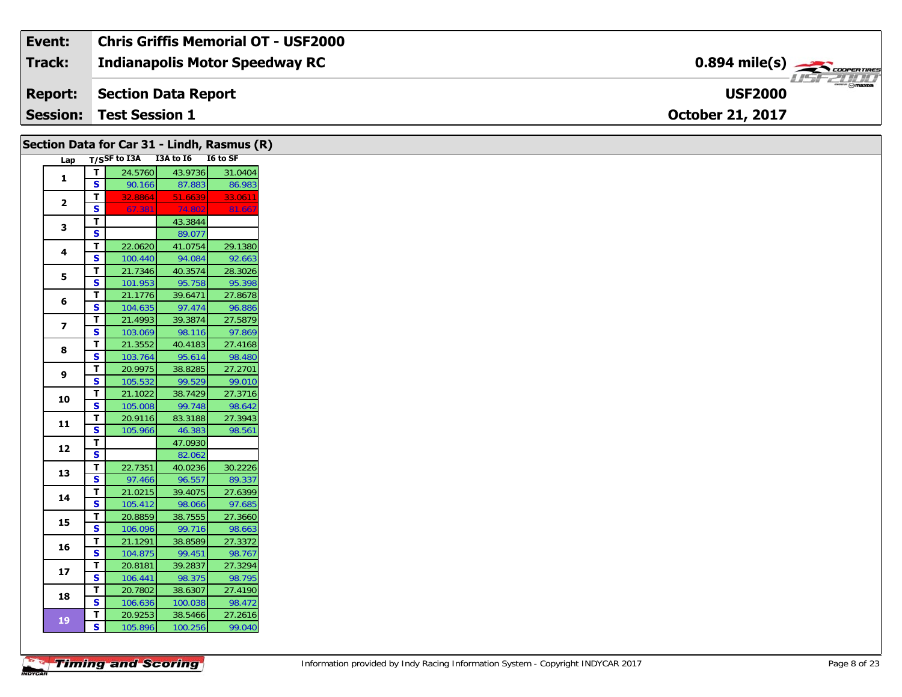| Event: | Chris Griffis Memorial OT - USF2000 | |
|---|---|---|
| Track: | Indianapolis Motor Speedway RC | 0.894 mile(s) |
| Report: | Section Data Report | USF2000 |
| Session: | Test Session 1 | October 21, 2017 |

## Section Data for Car 31 - Lindh, Rasmus (R)

| Lap | T/S | SF to I3A | I3A to I6 | I6 to SF |
|---|---|---|---|---|
| 1 | T | 24.5760 | 43.9736 | 31.0404 |
| | S | 90.166 | 87.883 | 86.983 |
| 2 | T | 32.8864 | 51.6639 | 33.0611 |
| | S | 67.381 | 74.802 | 81.667 |
| 3 | T | | 43.3844 | |
| | S | | 89.077 | |
| 4 | T | 22.0620 | 41.0754 | 29.1380 |
| | S | 100.440 | 94.084 | 92.663 |
| 5 | T | 21.7346 | 40.3574 | 28.3026 |
| | S | 101.953 | 95.758 | 95.398 |
| 6 | T | 21.1776 | 39.6471 | 27.8678 |
| | S | 104.635 | 97.474 | 96.886 |
| 7 | T | 21.4993 | 39.3874 | 27.5879 |
| | S | 103.069 | 98.116 | 97.869 |
| 8 | T | 21.3552 | 40.4183 | 27.4168 |
| | S | 103.764 | 95.614 | 98.480 |
| 9 | T | 20.9975 | 38.8285 | 27.2701 |
| | S | 105.532 | 99.529 | 99.010 |
| 10 | T | 21.1022 | 38.7429 | 27.3716 |
| | S | 105.008 | 99.748 | 98.642 |
| 11 | T | 20.9116 | 83.3188 | 27.3943 |
| | S | 105.966 | 46.383 | 98.561 |
| 12 | T | | 47.0930 | |
| | S | | 82.062 | |
| 13 | T | 22.7351 | 40.0236 | 30.2226 |
| | S | 97.466 | 96.557 | 89.337 |
| 14 | T | 21.0215 | 39.4075 | 27.6399 |
| | S | 105.412 | 98.066 | 97.685 |
| 15 | T | 20.8859 | 38.7555 | 27.3660 |
| | S | 106.096 | 99.716 | 98.663 |
| 16 | T | 21.1291 | 38.8589 | 27.3372 |
| | S | 104.875 | 99.451 | 98.767 |
| 17 | T | 20.8181 | 39.2837 | 27.3294 |
| | S | 106.441 | 98.375 | 98.795 |
| 18 | T | 20.7802 | 38.6307 | 27.4190 |
| | S | 106.636 | 100.038 | 98.472 |
| 19 | T | 20.9253 | 38.5466 | 27.2616 |
| | S | 105.896 | 100.256 | 99.040 |

Information provided by Indy Racing Information System - Copyright INDYCAR 2017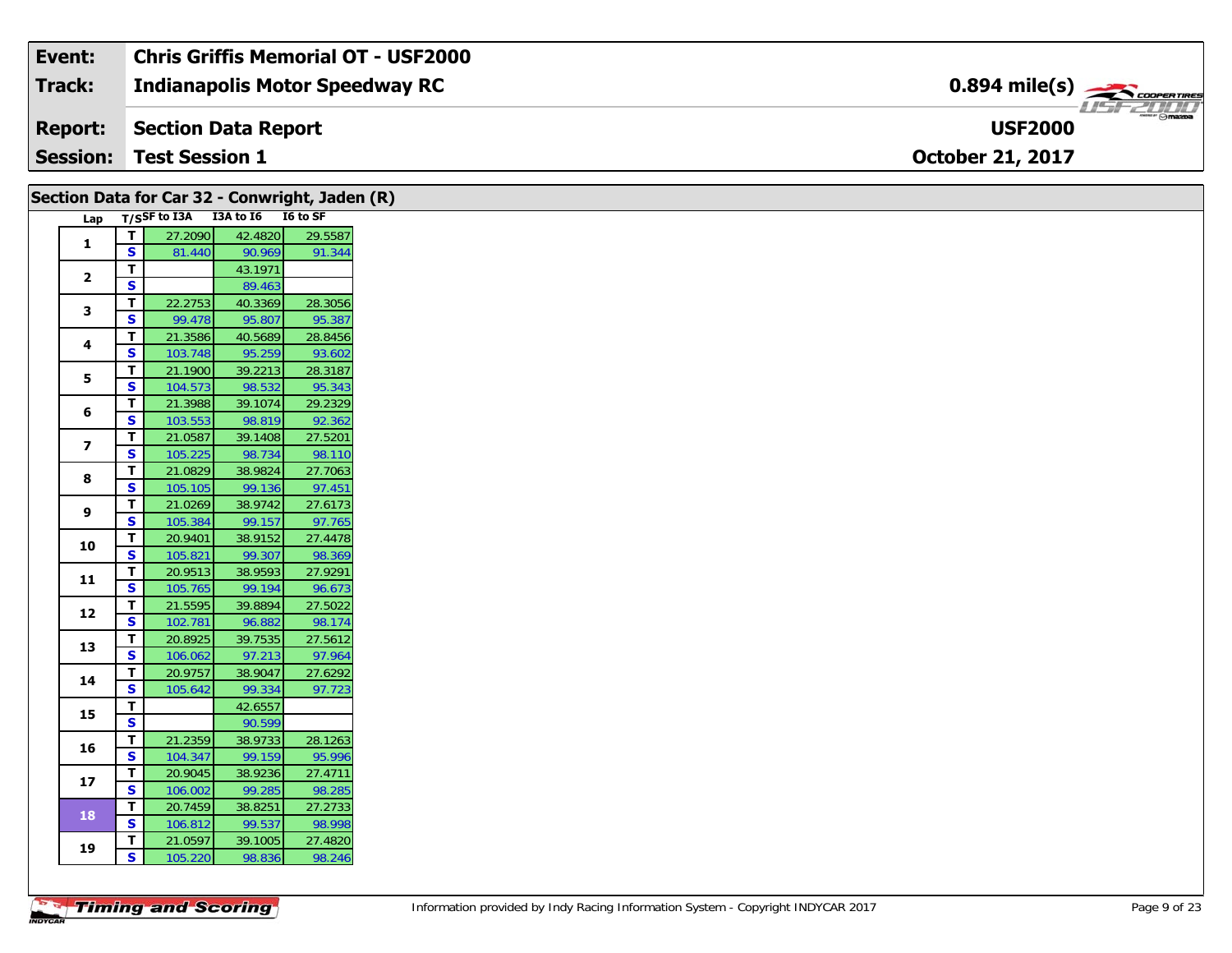| Event: | Chris Griffis Memorial OT - USF2000 | |
|---|---|---|
| Track: | Indianapolis Motor Speedway RC | 0.894 mile(s) |
| Report: | Section Data Report | USF2000 |
| Session: | Test Session 1 | October 21, 2017 |

## Section Data for Car 32 - Conwright, Jaden (R)

| Lap | T/S | SF to I3A | I3A to I6 | I6 to SF |
|---|---|---|---|---|
| 1 | T | 27.2090 | 42.4820 | 29.5587 |
| | S | 81.440 | 90.969 | 91.344 |
| 2 | T | | 43.1971 | |
| | S | | 89.463 | |
| 3 | T | 22.2753 | 40.3369 | 28.3056 |
| | S | 99.478 | 95.807 | 95.387 |
| 4 | T | 21.3586 | 40.5689 | 28.8456 |
| | S | 103.748 | 95.259 | 93.602 |
| 5 | T | 21.1900 | 39.2213 | 28.3187 |
| | S | 104.573 | 98.532 | 95.343 |
| 6 | T | 21.3988 | 39.1074 | 29.2329 |
| | S | 103.553 | 98.819 | 92.362 |
| 7 | T | 21.0587 | 39.1408 | 27.5201 |
| | S | 105.225 | 98.734 | 98.110 |
| 8 | T | 21.0829 | 38.9824 | 27.7063 |
| | S | 105.105 | 99.136 | 97.451 |
| 9 | T | 21.0269 | 38.9742 | 27.6173 |
| | S | 105.384 | 99.157 | 97.765 |
| 10 | T | 20.9401 | 38.9152 | 27.4478 |
| | S | 105.821 | 99.307 | 98.369 |
| 11 | T | 20.9513 | 38.9593 | 27.9291 |
| | S | 105.765 | 99.194 | 96.673 |
| 12 | T | 21.5595 | 39.8894 | 27.5022 |
| | S | 102.781 | 96.882 | 98.174 |
| 13 | T | 20.8925 | 39.7535 | 27.5612 |
| | S | 106.062 | 97.213 | 97.964 |
| 14 | T | 20.9757 | 38.9047 | 27.6292 |
| | S | 105.642 | 99.334 | 97.723 |
| 15 | T | | 42.6557 | |
| | S | | 90.599 | |
| 16 | T | 21.2359 | 38.9733 | 28.1263 |
| | S | 104.347 | 99.159 | 95.996 |
| 17 | T | 20.9045 | 38.9236 | 27.4711 |
| | S | 106.002 | 99.285 | 98.285 |
| 18 | T | 20.7459 | 38.8251 | 27.2733 |
| | S | 106.812 | 99.537 | 98.998 |
| 19 | T | 21.0597 | 39.1005 | 27.4820 |
| | S | 105.220 | 98.836 | 98.246 |

Information provided by Indy Racing Information System - Copyright INDYCAR 2017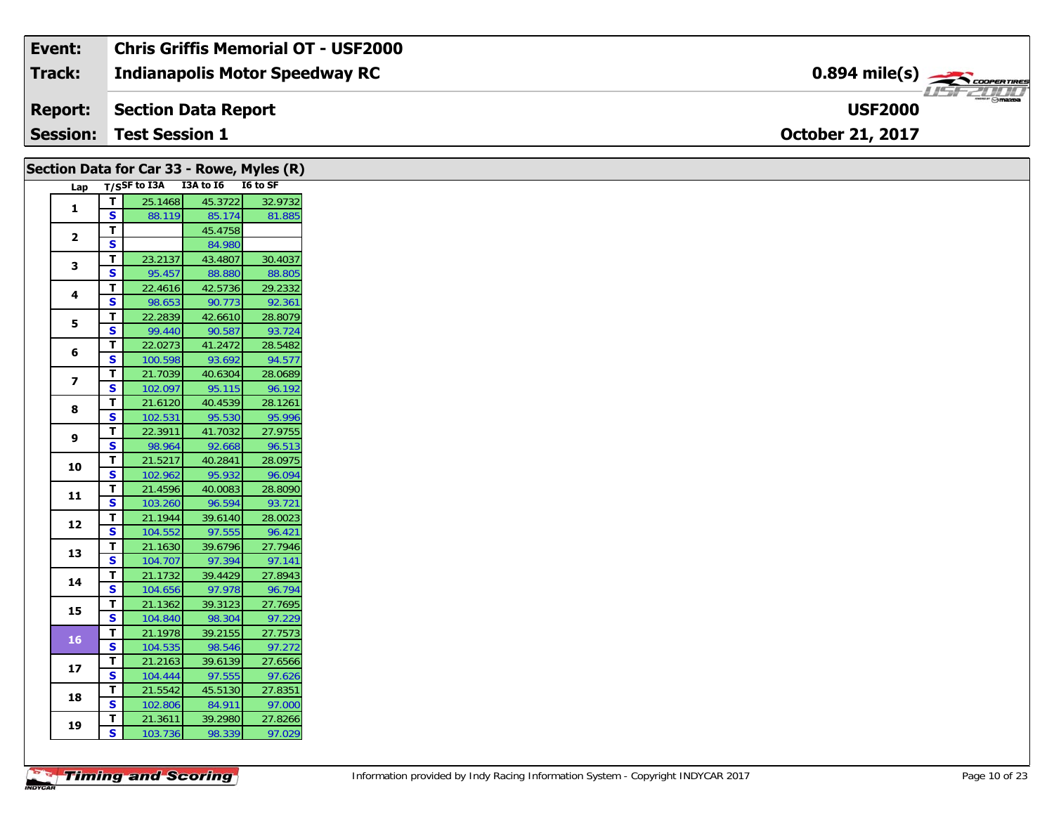| Event: | Chris Griffis Memorial OT - USF2000 | |
|---|---|---|
| Track: | Indianapolis Motor Speedway RC | 0.894 mile(s) |
| Report: | Section Data Report | USF2000 |
| Session: | Test Session 1 | October 21, 2017 |

## Section Data for Car 33 - Rowe, Myles (R)

| Lap | T/S | SF to I3A | I3A to I6 | I6 to SF |
|---|---|---|---|---|
| 1 | T | 25.1468 | 45.3722 | 32.9732 |
| | S | 88.119 | 85.174 | 81.885 |
| 2 | T | | 45.4758 | |
| | S | | 84.980 | |
| 3 | T | 23.2137 | 43.4807 | 30.4037 |
| | S | 95.457 | 88.880 | 88.805 |
| 4 | T | 22.4616 | 42.5736 | 29.2332 |
| | S | 98.653 | 90.773 | 92.361 |
| 5 | T | 22.2839 | 42.6610 | 28.8079 |
| | S | 99.440 | 90.587 | 93.724 |
| 6 | T | 22.0273 | 41.2472 | 28.5482 |
| | S | 100.598 | 93.692 | 94.577 |
| 7 | T | 21.7039 | 40.6304 | 28.0689 |
| | S | 102.097 | 95.115 | 96.192 |
| 8 | T | 21.6120 | 40.4539 | 28.1261 |
| | S | 102.531 | 95.530 | 95.996 |
| 9 | T | 22.3911 | 41.7032 | 27.9755 |
| | S | 98.964 | 92.668 | 96.513 |
| 10 | T | 21.5217 | 40.2841 | 28.0975 |
| | S | 102.962 | 95.932 | 96.094 |
| 11 | T | 21.4596 | 40.0083 | 28.8090 |
| | S | 103.260 | 96.594 | 93.721 |
| 12 | T | 21.1944 | 39.6140 | 28.0023 |
| | S | 104.552 | 97.555 | 96.421 |
| 13 | T | 21.1630 | 39.6796 | 27.7946 |
| | S | 104.707 | 97.394 | 97.141 |
| 14 | T | 21.1732 | 39.4429 | 27.8943 |
| | S | 104.656 | 97.978 | 96.794 |
| 15 | T | 21.1362 | 39.3123 | 27.7695 |
| | S | 104.840 | 98.304 | 97.229 |
| 16 | T | 21.1978 | 39.2155 | 27.7573 |
| | S | 104.535 | 98.546 | 97.272 |
| 17 | T | 21.2163 | 39.6139 | 27.6566 |
| | S | 104.444 | 97.555 | 97.626 |
| 18 | T | 21.5542 | 45.5130 | 27.8351 |
| | S | 102.806 | 84.911 | 97.000 |
| 19 | T | 21.3611 | 39.2980 | 27.8266 |
| | S | 103.736 | 98.339 | 97.029 |

Information provided by Indy Racing Information System - Copyright INDYCAR 2017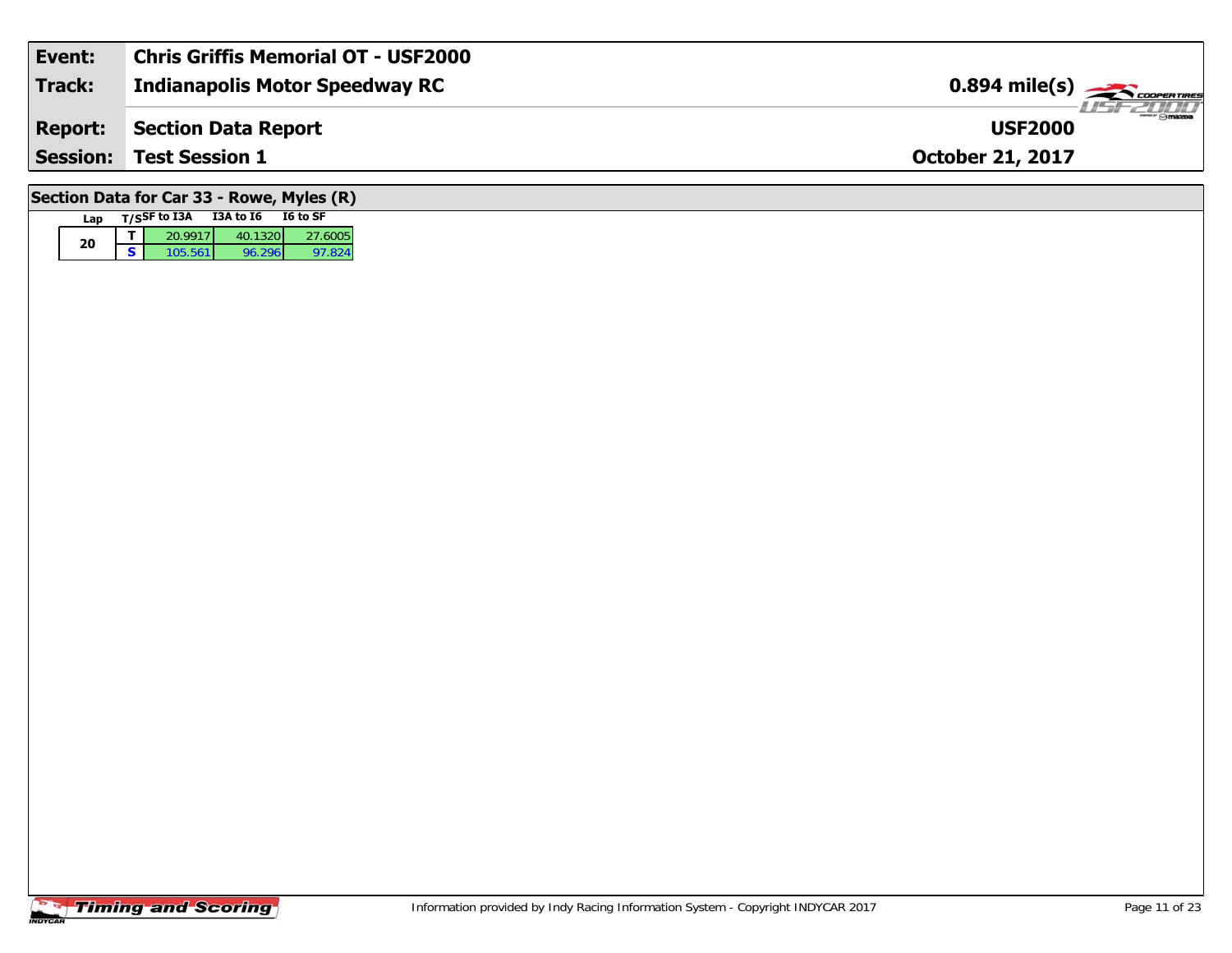| Event: | Chris Griffis Memorial OT - USF2000 | |
| --- | --- | --- |
| Track: | Indianapolis Motor Speedway RC | 0.894 mile(s) |
| Report: | Section Data Report | USF2000 |
| Session: | Test Session 1 | October 21, 2017 |

## Section Data for Car 33 - Rowe, Myles (R)

| Lap | T/S | SF to I3A | I3A to I6 | I6 to SF |
| --- | --- | --- | --- | --- |
| 20 | T | 20.9917 | 40.1320 | 27.6005 |
| | S | 105.561 | 96.296 | 97.824 |

Information provided by Indy Racing Information System - Copyright INDYCAR 2017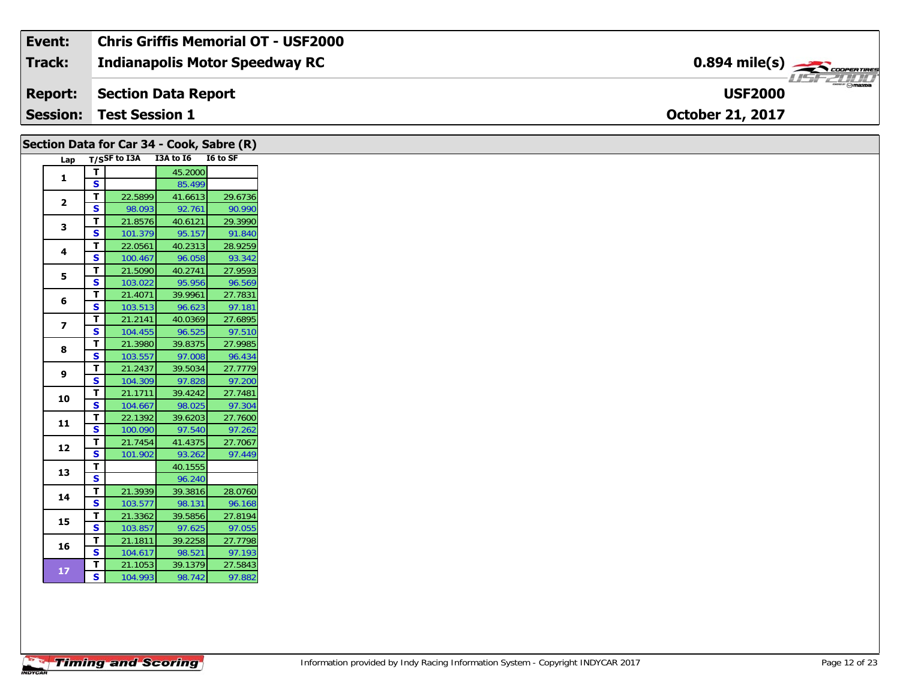| Event: | Chris Griffis Memorial OT - USF2000 | |
|---|---|---|
| Track: | Indianapolis Motor Speedway RC | 0.894 mile(s) |
| Report: | Section Data Report | USF2000 |
| Session: | Test Session 1 | October 21, 2017 |

## Section Data for Car 34 - Cook, Sabre (R)

| Lap | T/S | SF to I3A | I3A to I6 | I6 to SF |
|---|---|---|---|---|
| 1 | T | | 45.2000 | |
| | S | | 85.499 | |
| 2 | T | 22.5899 | 41.6613 | 29.6736 |
| | S | 98.093 | 92.761 | 90.990 |
| 3 | T | 21.8576 | 40.6121 | 29.3990 |
| | S | 101.379 | 95.157 | 91.840 |
| 4 | T | 22.0561 | 40.2313 | 28.9259 |
| | S | 100.467 | 96.058 | 93.342 |
| 5 | T | 21.5090 | 40.2741 | 27.9593 |
| | S | 103.022 | 95.956 | 96.569 |
| 6 | T | 21.4071 | 39.9961 | 27.7831 |
| | S | 103.513 | 96.623 | 97.181 |
| 7 | T | 21.2141 | 40.0369 | 27.6895 |
| | S | 104.455 | 96.525 | 97.510 |
| 8 | T | 21.3980 | 39.8375 | 27.9985 |
| | S | 103.557 | 97.008 | 96.434 |
| 9 | T | 21.2437 | 39.5034 | 27.7779 |
| | S | 104.309 | 97.828 | 97.200 |
| 10 | T | 21.1711 | 39.4242 | 27.7481 |
| | S | 104.667 | 98.025 | 97.304 |
| 11 | T | 22.1392 | 39.6203 | 27.7600 |
| | S | 100.090 | 97.540 | 97.262 |
| 12 | T | 21.7454 | 41.4375 | 27.7067 |
| | S | 101.902 | 93.262 | 97.449 |
| 13 | T | | 40.1555 | |
| | S | | 96.240 | |
| 14 | T | 21.3939 | 39.3816 | 28.0760 |
| | S | 103.577 | 98.131 | 96.168 |
| 15 | T | 21.3362 | 39.5856 | 27.8194 |
| | S | 103.857 | 97.625 | 97.055 |
| 16 | T | 21.1811 | 39.2258 | 27.7798 |
| | S | 104.617 | 98.521 | 97.193 |
| 17 | T | 21.1053 | 39.1379 | 27.5843 |
| | S | 104.993 | 98.742 | 97.882 |

Information provided by Indy Racing Information System - Copyright INDYCAR 2017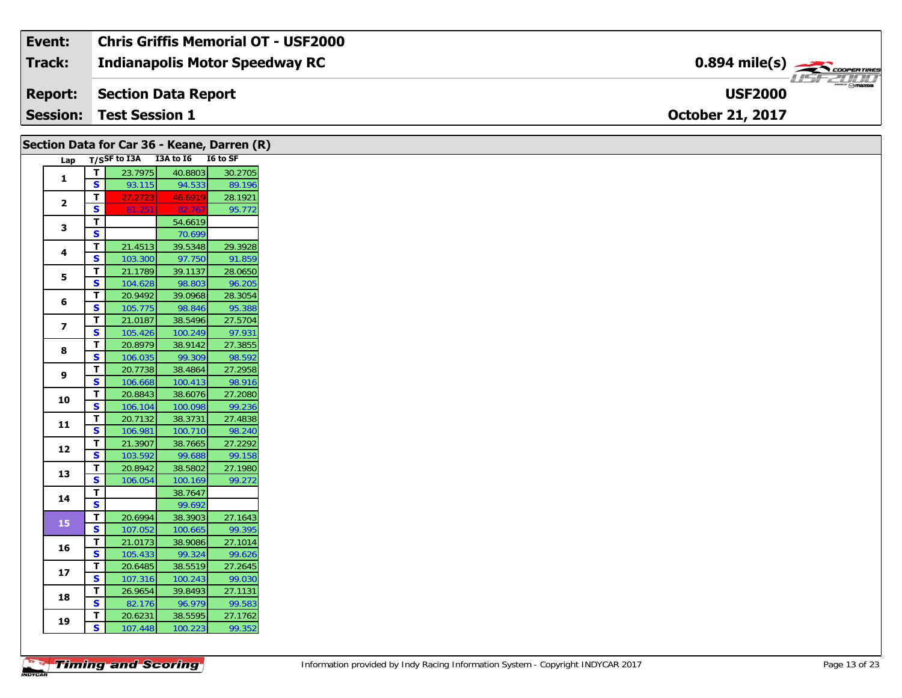| Event: | Chris Griffis Memorial OT - USF2000 | |
|---|---|---|
| Track: | Indianapolis Motor Speedway RC | 0.894 mile(s) |
| Report: | Section Data Report | USF2000 |
| Session: | Test Session 1 | October 21, 2017 |

## Section Data for Car 36 - Keane, Darren (R)

| Lap | T/S | SF to I3A | I3A to I6 | I6 to SF |
|---|---|---|---|---|
| 1 | T | 23.7975 | 40.8803 | 30.2705 |
| | S | 93.115 | 94.533 | 89.196 |
| 2 | T | 27.2723 | 46.6919 | 28.1921 |
| | S | 81.251 | 82.767 | 95.772 |
| 3 | T | | 54.6619 | |
| | S | | 70.699 | |
| 4 | T | 21.4513 | 39.5348 | 29.3928 |
| | S | 103.300 | 97.750 | 91.859 |
| 5 | T | 21.1789 | 39.1137 | 28.0650 |
| | S | 104.628 | 98.803 | 96.205 |
| 6 | T | 20.9492 | 39.0968 | 28.3054 |
| | S | 105.775 | 98.846 | 95.388 |
| 7 | T | 21.0187 | 38.5496 | 27.5704 |
| | S | 105.426 | 100.249 | 97.931 |
| 8 | T | 20.8979 | 38.9142 | 27.3855 |
| | S | 106.035 | 99.309 | 98.592 |
| 9 | T | 20.7738 | 38.4864 | 27.2958 |
| | S | 106.668 | 100.413 | 98.916 |
| 10 | T | 20.8843 | 38.6076 | 27.2080 |
| | S | 106.104 | 100.098 | 99.236 |
| 11 | T | 20.7132 | 38.3731 | 27.4838 |
| | S | 106.981 | 100.710 | 98.240 |
| 12 | T | 21.3907 | 38.7665 | 27.2292 |
| | S | 103.592 | 99.688 | 99.158 |
| 13 | T | 20.8942 | 38.5802 | 27.1980 |
| | S | 106.054 | 100.169 | 99.272 |
| 14 | T | | 38.7647 | |
| | S | | 99.692 | |
| 15 | T | 20.6994 | 38.3903 | 27.1643 |
| | S | 107.052 | 100.665 | 99.395 |
| 16 | T | 21.0173 | 38.9086 | 27.1014 |
| | S | 105.433 | 99.324 | 99.626 |
| 17 | T | 20.6485 | 38.5519 | 27.2645 |
| | S | 107.316 | 100.243 | 99.030 |
| 18 | T | 26.9654 | 39.8493 | 27.1131 |
| | S | 82.176 | 96.979 | 99.583 |
| 19 | T | 20.6231 | 38.5595 | 27.1762 |
| | S | 107.448 | 100.223 | 99.352 |

Information provided by Indy Racing Information System - Copyright INDYCAR 2017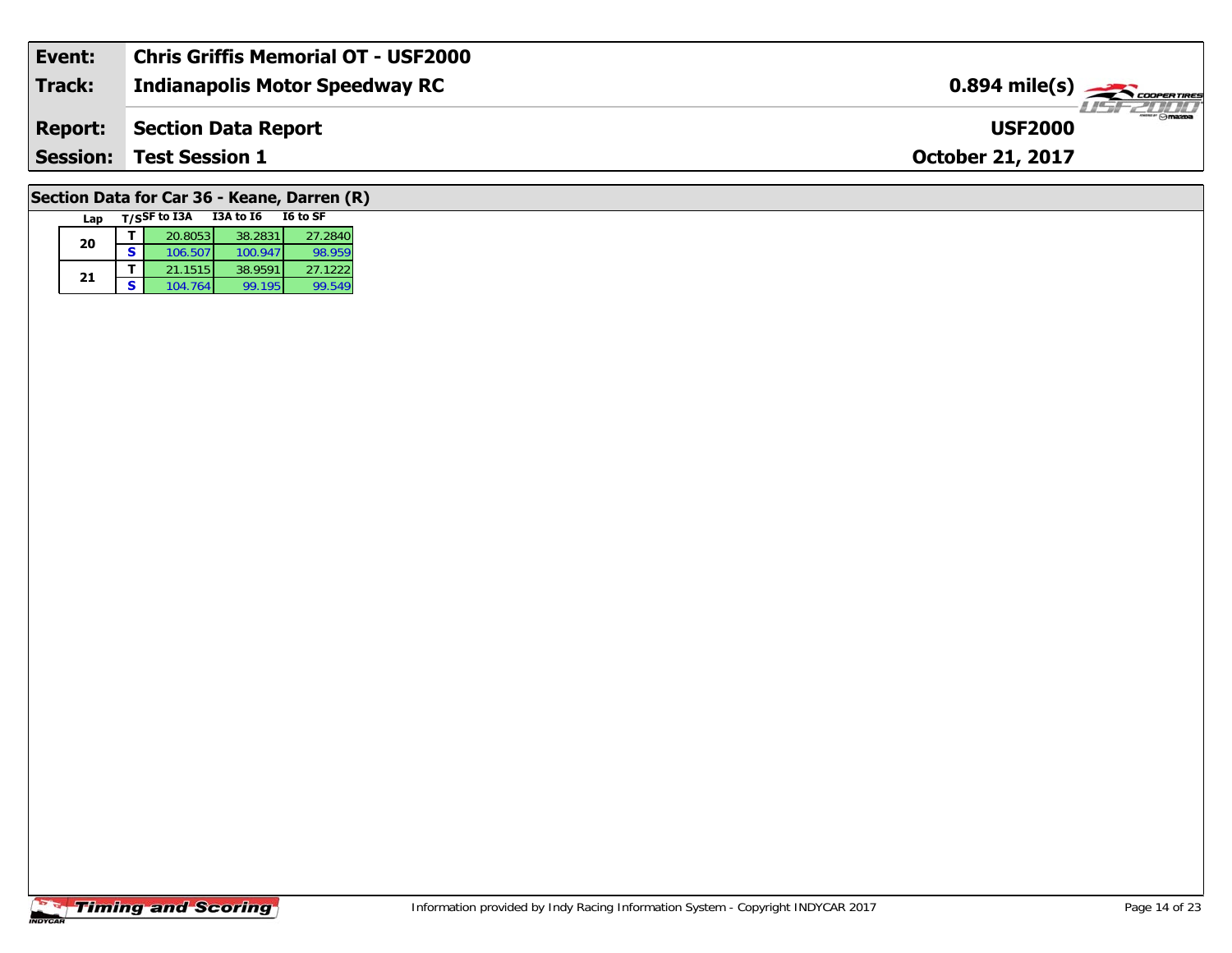| Event: | Chris Griffis Memorial OT - USF2000 | |
|---|---|---|
| Track: | Indianapolis Motor Speedway RC | 0.894 mile(s) |
| Report: | Section Data Report | USF2000 |
| Session: | Test Session 1 | October 21, 2017 |

## Section Data for Car 36 - Keane, Darren (R)

| Lap | T/S | SF to I3A | I3A to I6 | I6 to SF |
|---|---|---|---|---|
| 20 | T | 20.8053 | 38.2831 | 27.2840 |
| | S | 106.507 | 100.947 | 98.959 |
| 21 | T | 21.1515 | 38.9591 | 27.1222 |
| | S | 104.764 | 99.195 | 99.549 |

Timing and Scoring

Information provided by Indy Racing Information System - Copyright INDYCAR 2017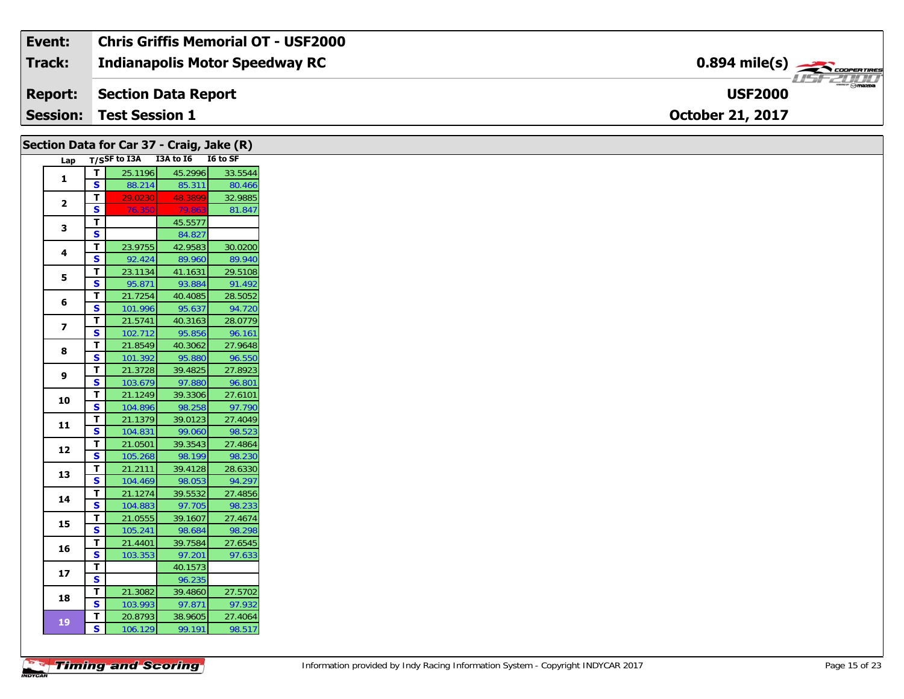| Event: | Chris Griffis Memorial OT - USF2000 | |
|---|---|---|
| Track: | Indianapolis Motor Speedway RC | 0.894 mile(s) |
| Report: | Section Data Report | USF2000 |
| Session: | Test Session 1 | October 21, 2017 |

## Section Data for Car 37 - Craig, Jake (R)

| Lap | T/S | SF to I3A | I3A to I6 | I6 to SF |
|---|---|---|---|---|
| 1 | T | 25.1196 | 45.2996 | 33.5544 |
| | S | 88.214 | 85.311 | 80.466 |
| 2 | T | 29.0230 | 48.3899 | 32.9885 |
| | S | 76.350 | 79.863 | 81.847 |
| 3 | T | | 45.5577 | |
| | S | | 84.827 | |
| 4 | T | 23.9755 | 42.9583 | 30.0200 |
| | S | 92.424 | 89.960 | 89.940 |
| 5 | T | 23.1134 | 41.1631 | 29.5108 |
| | S | 95.871 | 93.884 | 91.492 |
| 6 | T | 21.7254 | 40.4085 | 28.5052 |
| | S | 101.996 | 95.637 | 94.720 |
| 7 | T | 21.5741 | 40.3163 | 28.0779 |
| | S | 102.712 | 95.856 | 96.161 |
| 8 | T | 21.8549 | 40.3062 | 27.9648 |
| | S | 101.392 | 95.880 | 96.550 |
| 9 | T | 21.3728 | 39.4825 | 27.8923 |
| | S | 103.679 | 97.880 | 96.801 |
| 10 | T | 21.1249 | 39.3306 | 27.6101 |
| | S | 104.896 | 98.258 | 97.790 |
| 11 | T | 21.1379 | 39.0123 | 27.4049 |
| | S | 104.831 | 99.060 | 98.523 |
| 12 | T | 21.0501 | 39.3543 | 27.4864 |
| | S | 105.268 | 98.199 | 98.230 |
| 13 | T | 21.2111 | 39.4128 | 28.6330 |
| | S | 104.469 | 98.053 | 94.297 |
| 14 | T | 21.1274 | 39.5532 | 27.4856 |
| | S | 104.883 | 97.705 | 98.233 |
| 15 | T | 21.0555 | 39.1607 | 27.4674 |
| | S | 105.241 | 98.684 | 98.298 |
| 16 | T | 21.4401 | 39.7584 | 27.6545 |
| | S | 103.353 | 97.201 | 97.633 |
| 17 | T | | 40.1573 | |
| | S | | 96.235 | |
| 18 | T | 21.3082 | 39.4860 | 27.5702 |
| | S | 103.993 | 97.871 | 97.932 |
| 19 | T | 20.8793 | 38.9605 | 27.4064 |
| | S | 106.129 | 99.191 | 98.517 |

Information provided by Indy Racing Information System - Copyright INDYCAR 2017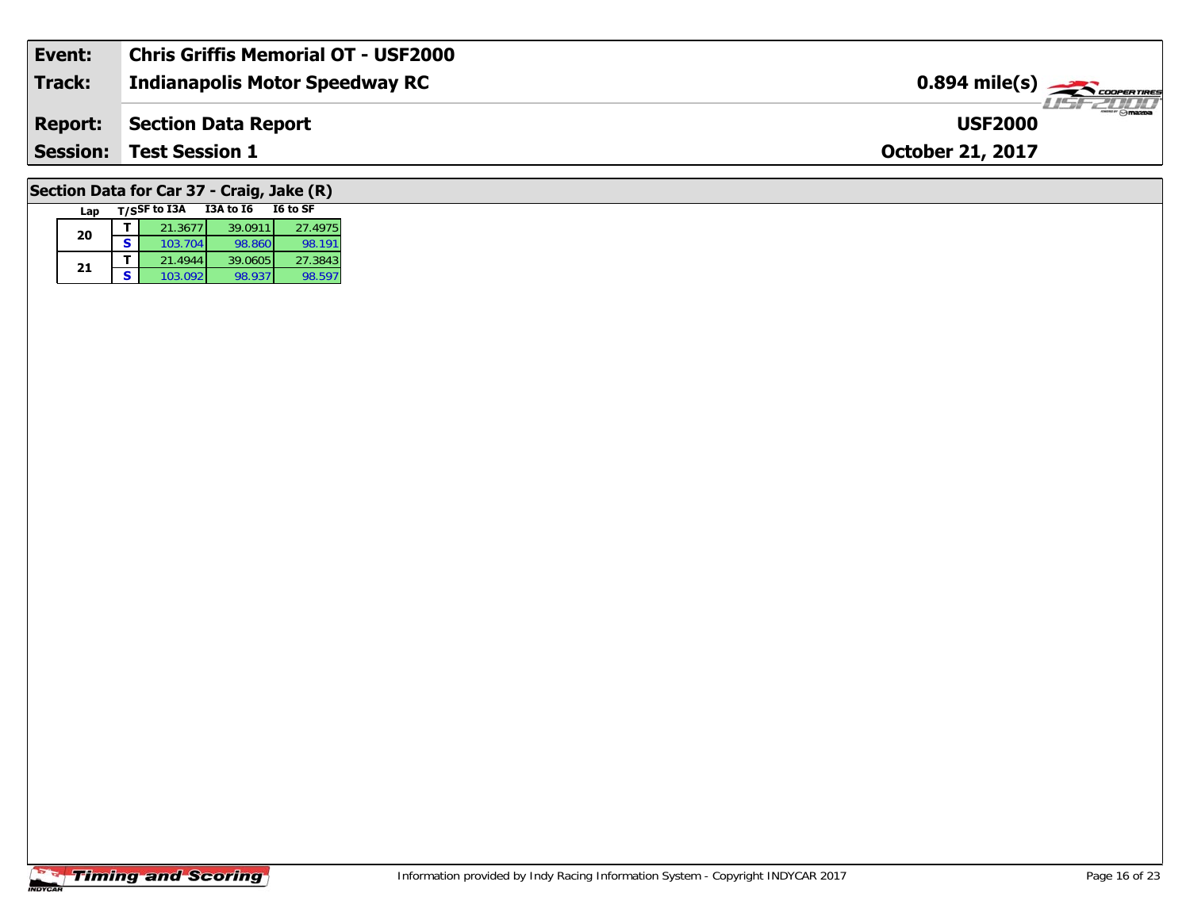| Event: | Chris Griffis Memorial OT - USF2000 | |
|---|---|---|
| Track: | Indianapolis Motor Speedway RC | 0.894 mile(s) |
| Report: | Section Data Report | USF2000 |
| Session: | Test Session 1 | October 21, 2017 |

## Section Data for Car 37 - Craig, Jake (R)

| Lap | T/S | SF to I3A | I3A to I6 | I6 to SF |
|---|---|---|---|---|
| 20 | T | 21.3677 | 39.0911 | 27.4975 |
| | S | 103.704 | 98.860 | 98.191 |
| 21 | T | 21.4944 | 39.0605 | 27.3843 |
| | S | 103.092 | 98.937 | 98.597 |

Information provided by Indy Racing Information System - Copyright INDYCAR 2017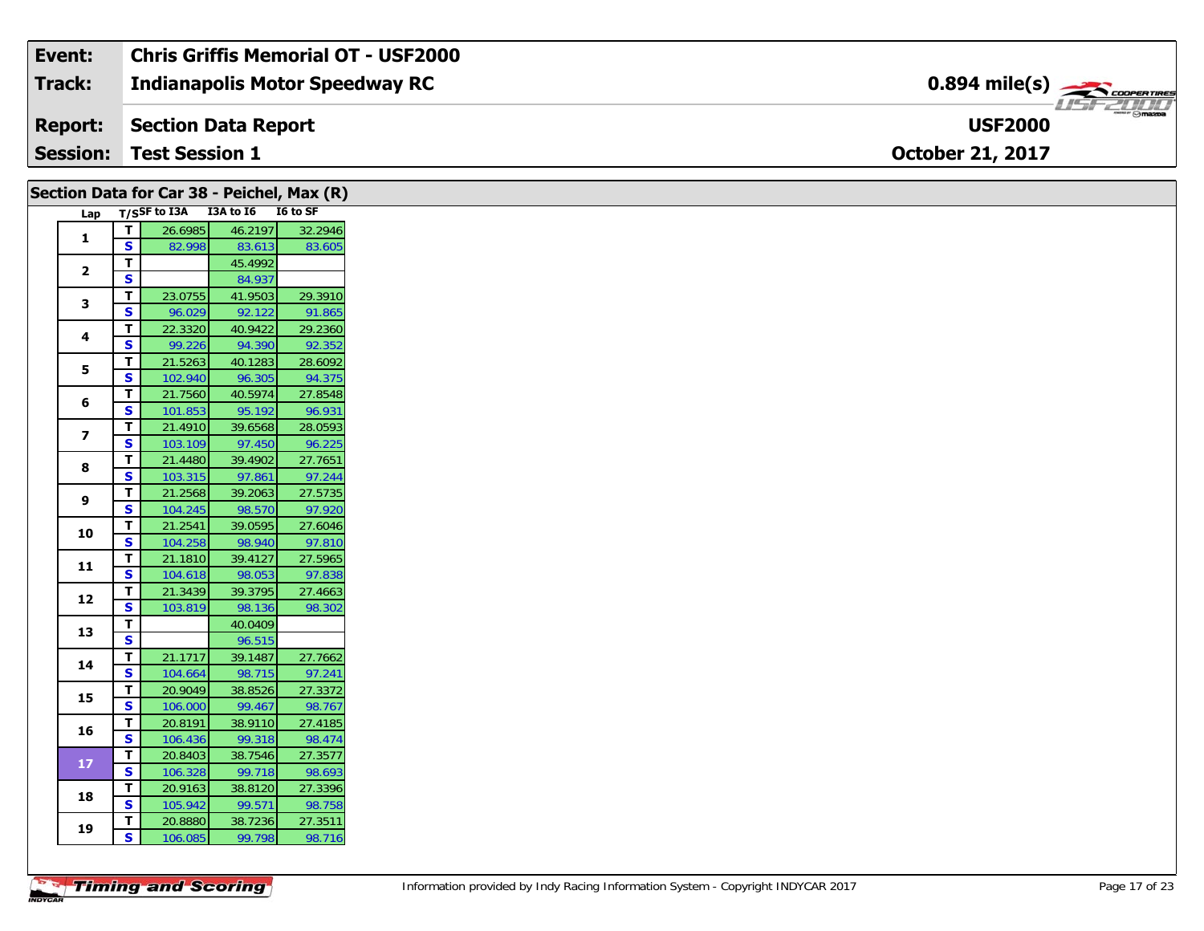| Event: | Chris Griffis Memorial OT - USF2000 | |
|---|---|---|
| Track: | Indianapolis Motor Speedway RC | 0.894 mile(s) |
| Report: | Section Data Report | USF2000 |
| Session: | Test Session 1 | October 21, 2017 |

## Section Data for Car 38 - Peichel, Max (R)

| Lap | T/S | SF to I3A | I3A to I6 | I6 to SF |
|---|---|---|---|---|
| 1 | T | 26.6985 | 46.2197 | 32.2946 |
| | S | 82.998 | 83.613 | 83.605 |
| 2 | T | | 45.4992 | |
| | S | | 84.937 | |
| 3 | T | 23.0755 | 41.9503 | 29.3910 |
| | S | 96.029 | 92.122 | 91.865 |
| 4 | T | 22.3320 | 40.9422 | 29.2360 |
| | S | 99.226 | 94.390 | 92.352 |
| 5 | T | 21.5263 | 40.1283 | 28.6092 |
| | S | 102.940 | 96.305 | 94.375 |
| 6 | T | 21.7560 | 40.5974 | 27.8548 |
| | S | 101.853 | 95.192 | 96.931 |
| 7 | T | 21.4910 | 39.6568 | 28.0593 |
| | S | 103.109 | 97.450 | 96.225 |
| 8 | T | 21.4480 | 39.4902 | 27.7651 |
| | S | 103.315 | 97.861 | 97.244 |
| 9 | T | 21.2568 | 39.2063 | 27.5735 |
| | S | 104.245 | 98.570 | 97.920 |
| 10 | T | 21.2541 | 39.0595 | 27.6046 |
| | S | 104.258 | 98.940 | 97.810 |
| 11 | T | 21.1810 | 39.4127 | 27.5965 |
| | S | 104.618 | 98.053 | 97.838 |
| 12 | T | 21.3439 | 39.3795 | 27.4663 |
| | S | 103.819 | 98.136 | 98.302 |
| 13 | T | | 40.0409 | |
| | S | | 96.515 | |
| 14 | T | 21.1717 | 39.1487 | 27.7662 |
| | S | 104.664 | 98.715 | 97.241 |
| 15 | T | 20.9049 | 38.8526 | 27.3372 |
| | S | 106.000 | 99.467 | 98.767 |
| 16 | T | 20.8191 | 38.9110 | 27.4185 |
| | S | 106.436 | 99.318 | 98.474 |
| 17 | T | 20.8403 | 38.7546 | 27.3577 |
| | S | 106.328 | 99.718 | 98.693 |
| 18 | T | 20.9163 | 38.8120 | 27.3396 |
| | S | 105.942 | 99.571 | 98.758 |
| 19 | T | 20.8880 | 38.7236 | 27.3511 |
| | S | 106.085 | 99.798 | 98.716 |

Information provided by Indy Racing Information System - Copyright INDYCAR 2017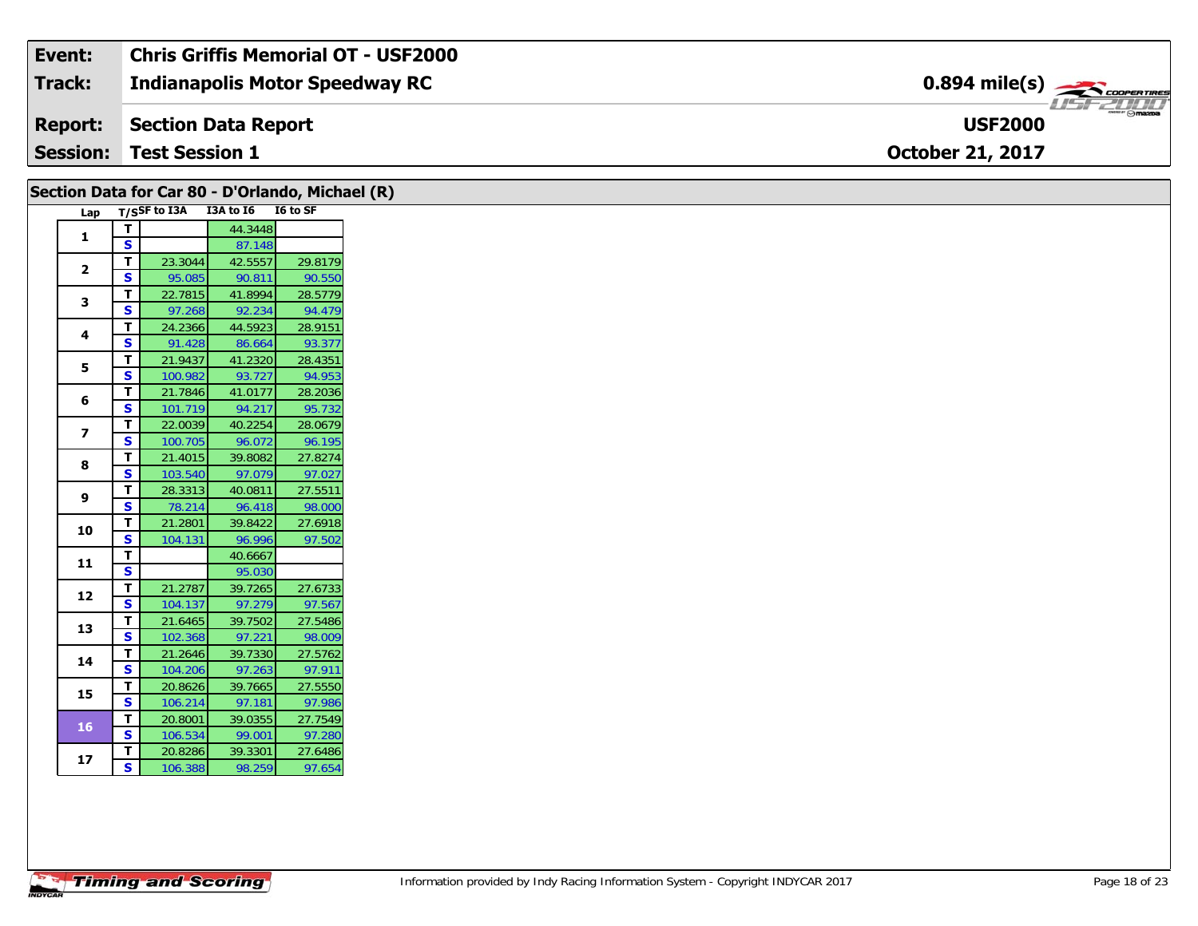| Event: | Chris Griffis Memorial OT - USF2000 | |
|---|---|---|
| Track: | Indianapolis Motor Speedway RC | 0.894 mile(s) |
| Report: | Section Data Report | USF2000 |
| Session: | Test Session 1 | October 21, 2017 |

## Section Data for Car 80 - D'Orlando, Michael (R)

| Lap | T/S | SF to I3A | I3A to I6 | I6 to SF |
|---|---|---|---|---|
| 1 | T | | 44.3448 | |
| | S | | 87.148 | |
| 2 | T | 23.3044 | 42.5557 | 29.8179 |
| | S | 95.085 | 90.811 | 90.550 |
| 3 | T | 22.7815 | 41.8994 | 28.5779 |
| | S | 97.268 | 92.234 | 94.479 |
| 4 | T | 24.2366 | 44.5923 | 28.9151 |
| | S | 91.428 | 86.664 | 93.377 |
| 5 | T | 21.9437 | 41.2320 | 28.4351 |
| | S | 100.982 | 93.727 | 94.953 |
| 6 | T | 21.7846 | 41.0177 | 28.2036 |
| | S | 101.719 | 94.217 | 95.732 |
| 7 | T | 22.0039 | 40.2254 | 28.0679 |
| | S | 100.705 | 96.072 | 96.195 |
| 8 | T | 21.4015 | 39.8082 | 27.8274 |
| | S | 103.540 | 97.079 | 97.027 |
| 9 | T | 28.3313 | 40.0811 | 27.5511 |
| | S | 78.214 | 96.418 | 98.000 |
| 10 | T | 21.2801 | 39.8422 | 27.6918 |
| | S | 104.131 | 96.996 | 97.502 |
| 11 | T | | 40.6667 | |
| | S | | 95.030 | |
| 12 | T | 21.2787 | 39.7265 | 27.6733 |
| | S | 104.137 | 97.279 | 97.567 |
| 13 | T | 21.6465 | 39.7502 | 27.5486 |
| | S | 102.368 | 97.221 | 98.009 |
| 14 | T | 21.2646 | 39.7330 | 27.5762 |
| | S | 104.206 | 97.263 | 97.911 |
| 15 | T | 20.8626 | 39.7665 | 27.5550 |
| | S | 106.214 | 97.181 | 97.986 |
| 16 | T | 20.8001 | 39.0355 | 27.7549 |
| | S | 106.534 | 99.001 | 97.280 |
| 17 | T | 20.8286 | 39.3301 | 27.6486 |
| | S | 106.388 | 98.259 | 97.654 |

Information provided by Indy Racing Information System - Copyright INDYCAR 2017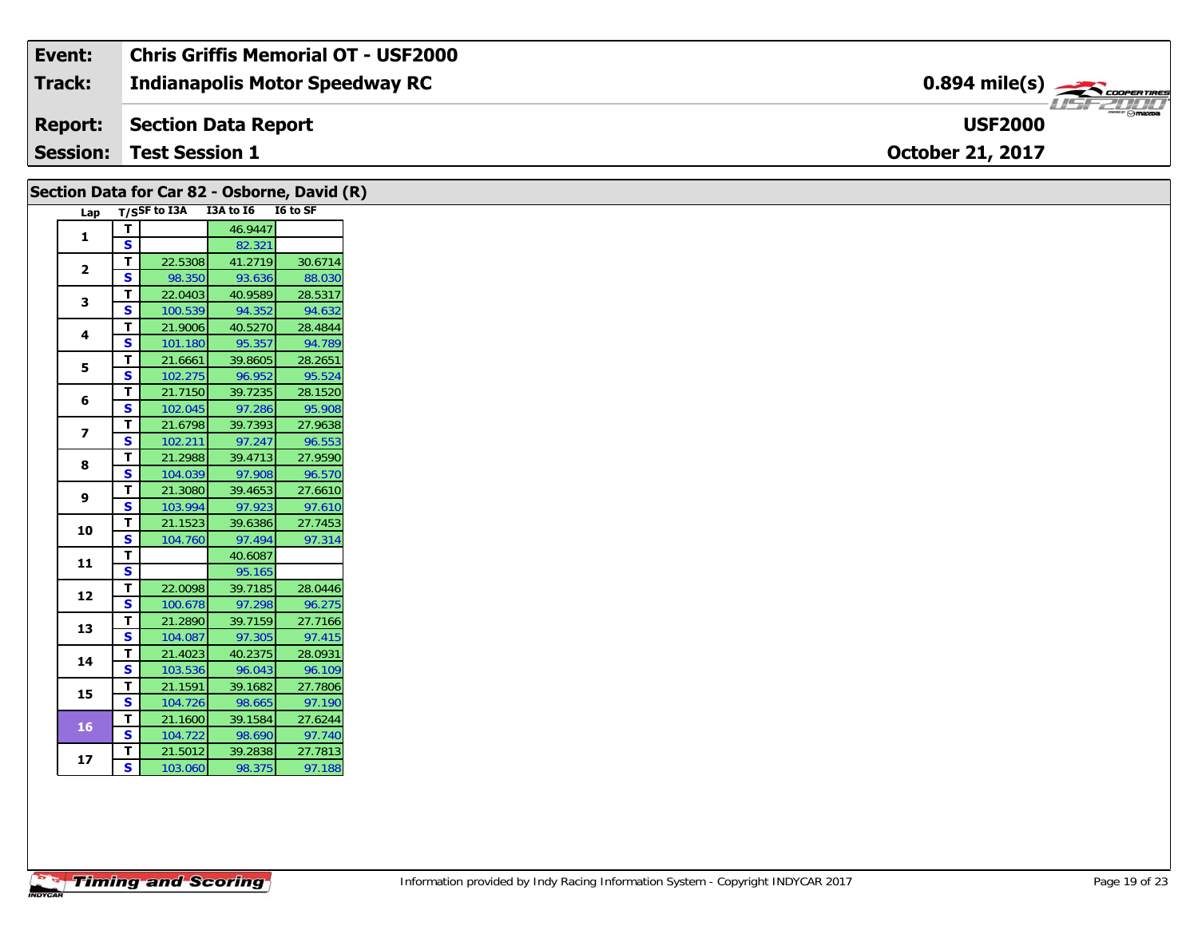| Event: | Chris Griffis Memorial OT - USF2000 | |
|---|---|---|
| Track: | Indianapolis Motor Speedway RC | 0.894 mile(s) |
| Report: | Section Data Report | USF2000 |
| Session: | Test Session 1 | October 21, 2017 |

## Section Data for Car 82 - Osborne, David (R)

| Lap | T/S | SF to I3A | I3A to I6 | I6 to SF |
|---|---|---|---|---|
| 1 | T | | 46.9447 | |
| | S | | 82.321 | |
| 2 | T | 22.5308 | 41.2719 | 30.6714 |
| | S | 98.350 | 93.636 | 88.030 |
| 3 | T | 22.0403 | 40.9589 | 28.5317 |
| | S | 100.539 | 94.352 | 94.632 |
| 4 | T | 21.9006 | 40.5270 | 28.4844 |
| | S | 101.180 | 95.357 | 94.789 |
| 5 | T | 21.6661 | 39.8605 | 28.2651 |
| | S | 102.275 | 96.952 | 95.524 |
| 6 | T | 21.7150 | 39.7235 | 28.1520 |
| | S | 102.045 | 97.286 | 95.908 |
| 7 | T | 21.6798 | 39.7393 | 27.9638 |
| | S | 102.211 | 97.247 | 96.553 |
| 8 | T | 21.2988 | 39.4713 | 27.9590 |
| | S | 104.039 | 97.908 | 96.570 |
| 9 | T | 21.3080 | 39.4653 | 27.6610 |
| | S | 103.994 | 97.923 | 97.610 |
| 10 | T | 21.1523 | 39.6386 | 27.7453 |
| | S | 104.760 | 97.494 | 97.314 |
| 11 | T | | 40.6087 | |
| | S | | 95.165 | |
| 12 | T | 22.0098 | 39.7185 | 28.0446 |
| | S | 100.678 | 97.298 | 96.275 |
| 13 | T | 21.2890 | 39.7159 | 27.7166 |
| | S | 104.087 | 97.305 | 97.415 |
| 14 | T | 21.4023 | 40.2375 | 28.0931 |
| | S | 103.536 | 96.043 | 96.109 |
| 15 | T | 21.1591 | 39.1682 | 27.7806 |
| | S | 104.726 | 98.665 | 97.190 |
| 16 | T | 21.1600 | 39.1584 | 27.6244 |
| | S | 104.722 | 98.690 | 97.740 |
| 17 | T | 21.5012 | 39.2838 | 27.7813 |
| | S | 103.060 | 98.375 | 97.188 |

Information provided by Indy Racing Information System - Copyright INDYCAR 2017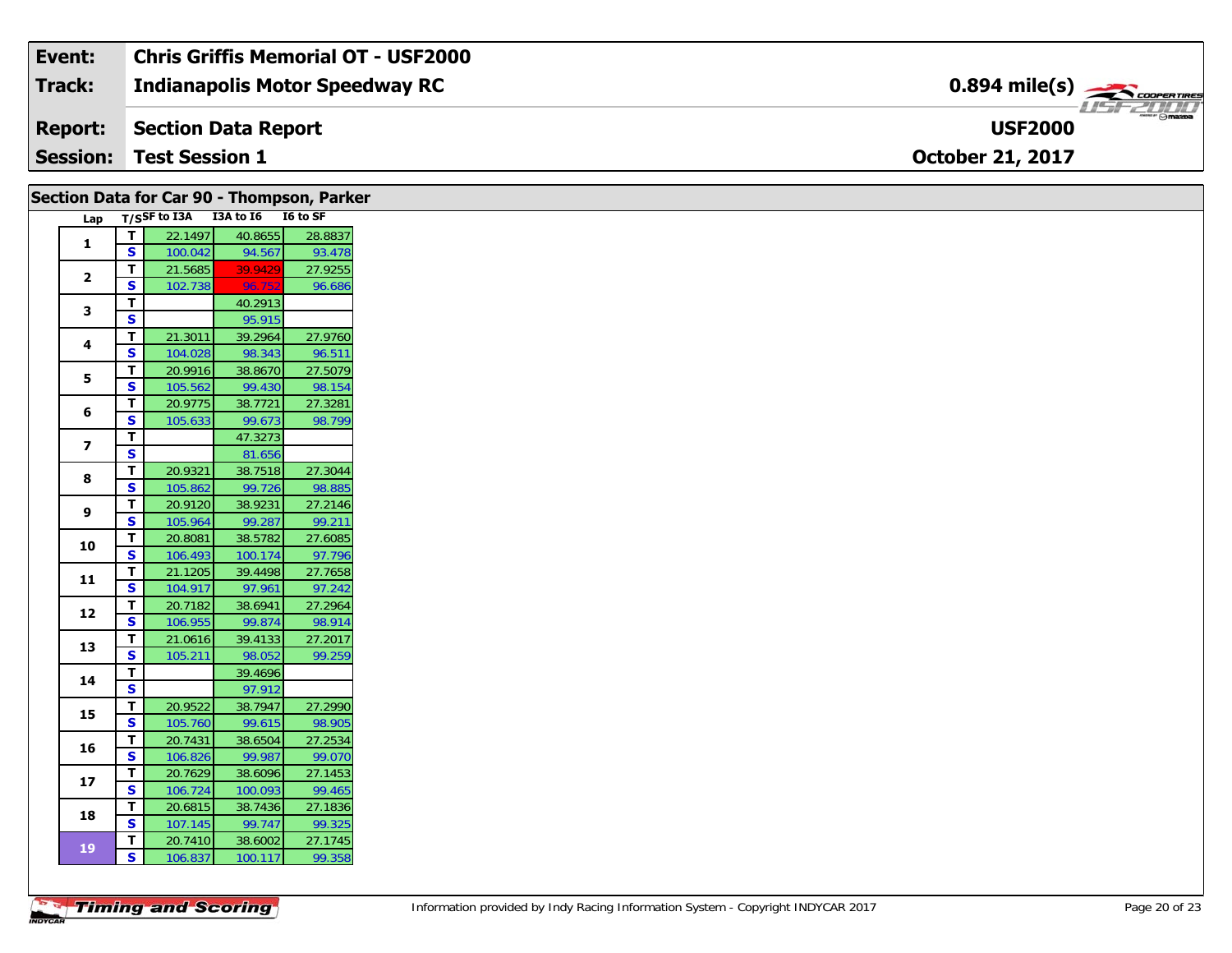| Event: | Chris Griffis Memorial OT - USF2000 | |
|---|---|---|
| Track: | Indianapolis Motor Speedway RC | 0.894 mile(s) |
| Report: | Section Data Report | USF2000 |
| Session: | Test Session 1 | October 21, 2017 |

## Section Data for Car 90 - Thompson, Parker

| Lap | T/S | SF to I3A | I3A to I6 | I6 to SF |
|---|---|---|---|---|
| 1 | T | 22.1497 | 40.8655 | 28.8837 |
| | S | 100.042 | 94.567 | 93.478 |
| 2 | T | 21.5685 | 39.9429 | 27.9255 |
| | S | 102.738 | 96.752 | 96.686 |
| 3 | T | | 40.2913 | |
| | S | | 95.915 | |
| 4 | T | 21.3011 | 39.2964 | 27.9760 |
| | S | 104.028 | 98.343 | 96.511 |
| 5 | T | 20.9916 | 38.8670 | 27.5079 |
| | S | 105.562 | 99.430 | 98.154 |
| 6 | T | 20.9775 | 38.7721 | 27.3281 |
| | S | 105.633 | 99.673 | 98.799 |
| 7 | T | | 47.3273 | |
| | S | | 81.656 | |
| 8 | T | 20.9321 | 38.7518 | 27.3044 |
| | S | 105.862 | 99.726 | 98.885 |
| 9 | T | 20.9120 | 38.9231 | 27.2146 |
| | S | 105.964 | 99.287 | 99.211 |
| 10 | T | 20.8081 | 38.5782 | 27.6085 |
| | S | 106.493 | 100.174 | 97.796 |
| 11 | T | 21.1205 | 39.4498 | 27.7658 |
| | S | 104.917 | 97.961 | 97.242 |
| 12 | T | 20.7182 | 38.6941 | 27.2964 |
| | S | 106.955 | 99.874 | 98.914 |
| 13 | T | 21.0616 | 39.4133 | 27.2017 |
| | S | 105.211 | 98.052 | 99.259 |
| 14 | T | | 39.4696 | |
| | S | | 97.912 | |
| 15 | T | 20.9522 | 38.7947 | 27.2990 |
| | S | 105.760 | 99.615 | 98.905 |
| 16 | T | 20.7431 | 38.6504 | 27.2534 |
| | S | 106.826 | 99.987 | 99.070 |
| 17 | T | 20.7629 | 38.6096 | 27.1453 |
| | S | 106.724 | 100.093 | 99.465 |
| 18 | T | 20.6815 | 38.7436 | 27.1836 |
| | S | 107.145 | 99.747 | 99.325 |
| 19 | T | 20.7410 | 38.6002 | 27.1745 |
| | S | 106.837 | 100.117 | 99.358 |

Information provided by Indy Racing Information System - Copyright INDYCAR 2017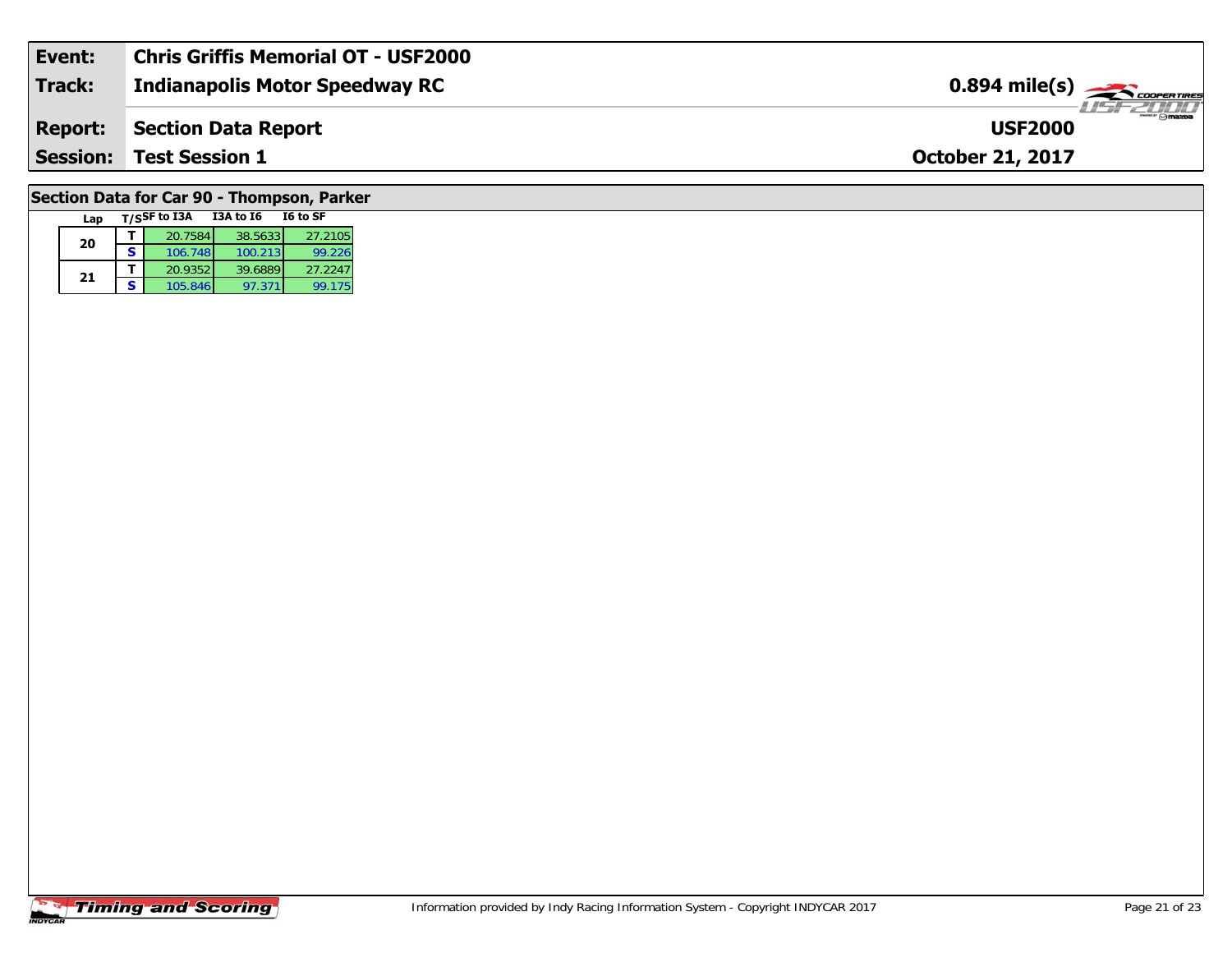| | |
|---|---|
| **Event:** | **Chris Griffis Memorial OT - USF2000** |
| **Track:** | **Indianapolis Motor Speedway RC** — **0.894 mile(s)** |
| **Report:** | **Section Data Report** — **USF2000** |
| **Session:** | **Test Session 1** — **October 21, 2017** |

## Section Data for Car 90 - Thompson, Parker

| Lap | T/S | SF to I3A | I3A to I6 | I6 to SF |
|---|---|---|---|---|
| 20 | T | 20.7584 | 38.5633 | 27.2105 |
| | S | 106.748 | 100.213 | 99.226 |
| 21 | T | 20.9352 | 39.6889 | 27.2247 |
| | S | 105.846 | 97.371 | 99.175 |

Information provided by Indy Racing Information System - Copyright INDYCAR 2017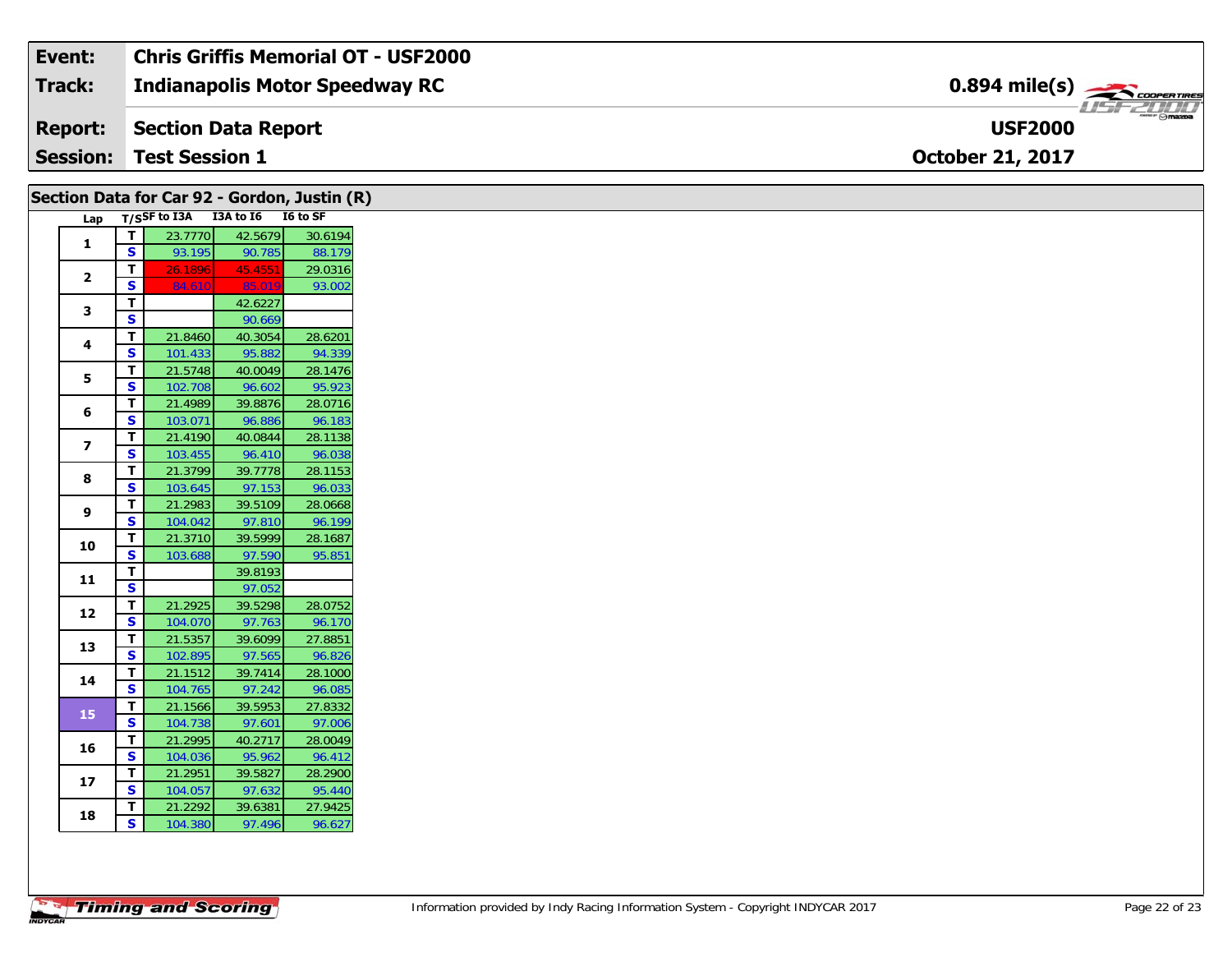| **Event:** | **Chris Griffis Memorial OT - USF2000** | |
|---|---|---|
| **Track:** | **Indianapolis Motor Speedway RC** | **0.894 mile(s)** |
| **Report:** | **Section Data Report** | **USF2000** |
| **Session:** | **Test Session 1** | **October 21, 2017** |

## Section Data for Car 92 - Gordon, Justin (R)

| Lap | T/S | SF to I3A | I3A to I6 | I6 to SF |
|---|---|---|---|---|
| 1 | T | 23.7770 | 42.5679 | 30.6194 |
| | S | 93.195 | 90.785 | 88.179 |
| 2 | T | 26.1896 | 45.4551 | 29.0316 |
| | S | 84.610 | 85.019 | 93.002 |
| 3 | T | | 42.6227 | |
| | S | | 90.669 | |
| 4 | T | 21.8460 | 40.3054 | 28.6201 |
| | S | 101.433 | 95.882 | 94.339 |
| 5 | T | 21.5748 | 40.0049 | 28.1476 |
| | S | 102.708 | 96.602 | 95.923 |
| 6 | T | 21.4989 | 39.8876 | 28.0716 |
| | S | 103.071 | 96.886 | 96.183 |
| 7 | T | 21.4190 | 40.0844 | 28.1138 |
| | S | 103.455 | 96.410 | 96.038 |
| 8 | T | 21.3799 | 39.7778 | 28.1153 |
| | S | 103.645 | 97.153 | 96.033 |
| 9 | T | 21.2983 | 39.5109 | 28.0668 |
| | S | 104.042 | 97.810 | 96.199 |
| 10 | T | 21.3710 | 39.5999 | 28.1687 |
| | S | 103.688 | 97.590 | 95.851 |
| 11 | T | | 39.8193 | |
| | S | | 97.052 | |
| 12 | T | 21.2925 | 39.5298 | 28.0752 |
| | S | 104.070 | 97.763 | 96.170 |
| 13 | T | 21.5357 | 39.6099 | 27.8851 |
| | S | 102.895 | 97.565 | 96.826 |
| 14 | T | 21.1512 | 39.7414 | 28.1000 |
| | S | 104.765 | 97.242 | 96.085 |
| 15 | T | 21.1566 | 39.5953 | 27.8332 |
| | S | 104.738 | 97.601 | 97.006 |
| 16 | T | 21.2995 | 40.2717 | 28.0049 |
| | S | 104.036 | 95.962 | 96.412 |
| 17 | T | 21.2951 | 39.5827 | 28.2900 |
| | S | 104.057 | 97.632 | 95.440 |
| 18 | T | 21.2292 | 39.6381 | 27.9425 |
| | S | 104.380 | 97.496 | 96.627 |

Information provided by Indy Racing Information System - Copyright INDYCAR 2017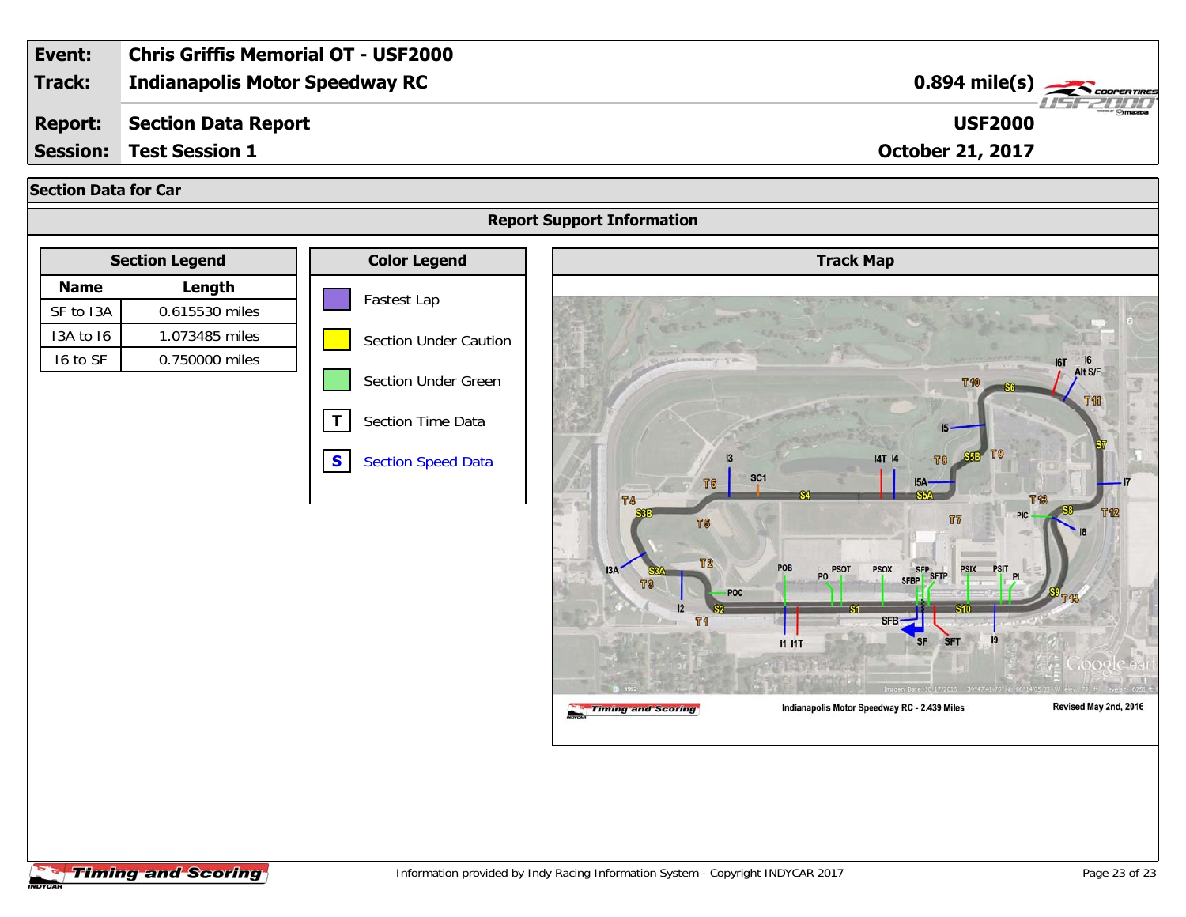| | |
|---|---|
| **Event:** | **Chris Griffis Memorial OT - USF2000** |
| **Track:** | **Indianapolis Motor Speedway RC** |
| | **0.894 mile(s)** |
| **Report:** | **Section Data Report** |
| | **USF2000** |
| **Session:** | **Test Session 1** |
| | **October 21, 2017** |

## Section Data for Car

### Report Support Information

**Section Legend**

| Name | Length |
|---|---|
| SF to I3A | 0.615530 miles |
| I3A to I6 | 1.073485 miles |
| I6 to SF | 0.750000 miles |

**Color Legend**

| | |
|---|---|
| | Fastest Lap |
| | Section Under Caution |
| | Section Under Green |
| T | Section Time Data |
| S | Section Speed Data |

**Track Map**

I6T I6
Alt S/F
T10 S6 T11
I5
S7
I3 I4T I4 T8 S5B T9
T6 SC1 I5A I7
T4 S4 S5A
S3B T13 S8 T12
T5 T7 PIC I8
T2
I3A S3A POB PSOT PSOX SFP SFTP PSIX PSIT
T3 PO SFBP PI
POC S9 T14
I2 S2 S1 S10
T1 SFB
I1 I1T SF SFT I9

Timing and Scoring

Indianapolis Motor Speedway RC - 2.439 Miles

Revised May 2nd, 2016